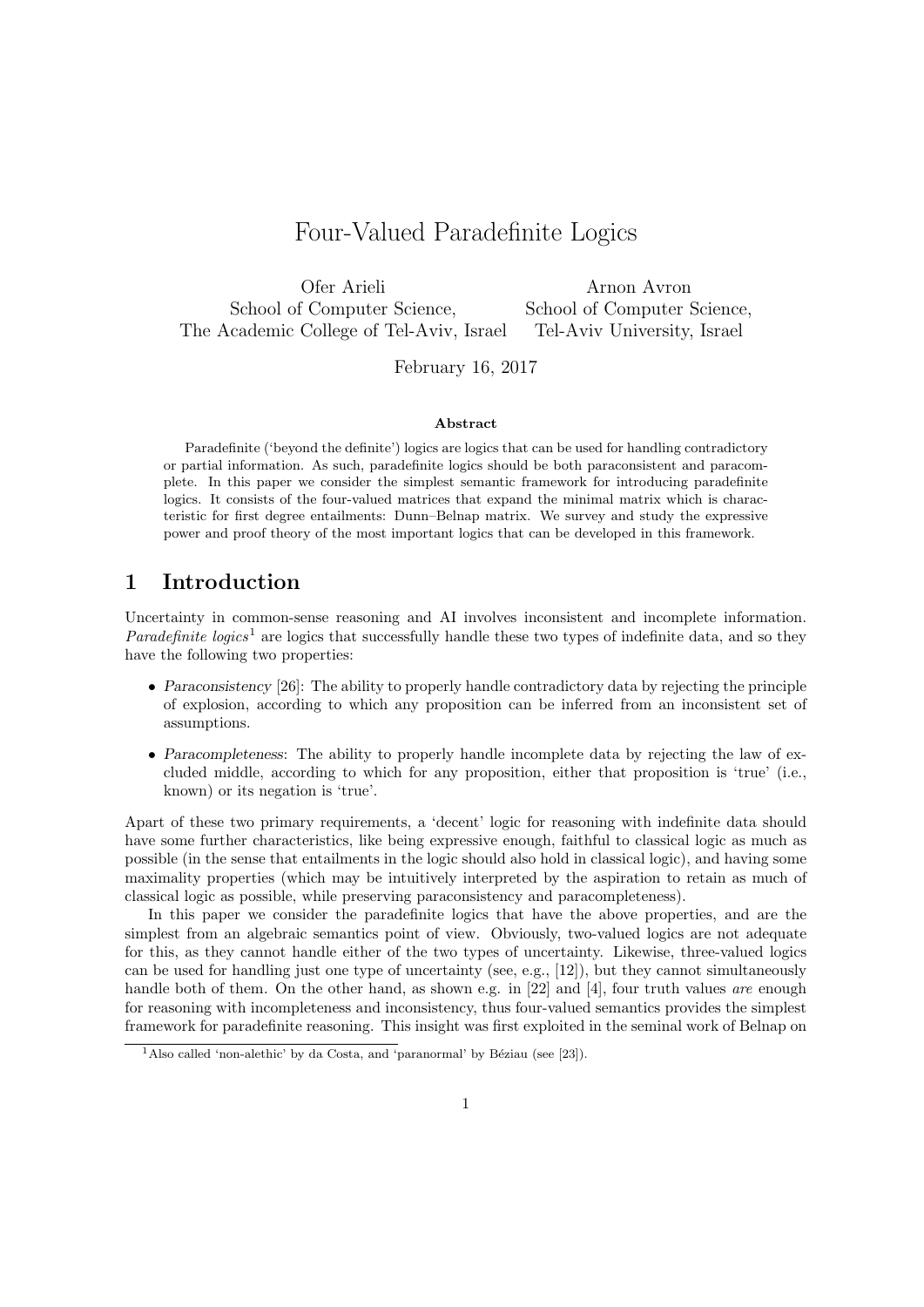# Four-Valued Paradefinite Logics

Ofer Arieli
School of Computer Science,
The Academic College of Tel-Aviv, Israel

Arnon Avron
School of Computer Science,
Tel-Aviv University, Israel

February 16, 2017

### Abstract

Paradefinite ('beyond the definite') logics are logics that can be used for handling contradictory or partial information. As such, paradefinite logics should be both paraconsistent and paracomplete. In this paper we consider the simplest semantic framework for introducing paradefinite logics. It consists of the four-valued matrices that expand the minimal matrix which is characteristic for first degree entailments: Dunn–Belnap matrix. We survey and study the expressive power and proof theory of the most important logics that can be developed in this framework.

## 1 Introduction

Uncertainty in common-sense reasoning and AI involves inconsistent and incomplete information. *Paradefinite logics*[1] are logics that successfully handle these two types of indefinite data, and so they have the following two properties:

- *Paraconsistency* [26]: The ability to properly handle contradictory data by rejecting the principle of explosion, according to which any proposition can be inferred from an inconsistent set of assumptions.
- *Paracompleteness*: The ability to properly handle incomplete data by rejecting the law of excluded middle, according to which for any proposition, either that proposition is 'true' (i.e., known) or its negation is 'true'.

Apart of these two primary requirements, a 'decent' logic for reasoning with indefinite data should have some further characteristics, like being expressive enough, faithful to classical logic as much as possible (in the sense that entailments in the logic should also hold in classical logic), and having some maximality properties (which may be intuitively interpreted by the aspiration to retain as much of classical logic as possible, while preserving paraconsistency and paracompleteness).

In this paper we consider the paradefinite logics that have the above properties, and are the simplest from an algebraic semantics point of view. Obviously, two-valued logics are not adequate for this, as they cannot handle either of the two types of uncertainty. Likewise, three-valued logics can be used for handling just one type of uncertainty (see, e.g., [12]), but they cannot simultaneously handle both of them. On the other hand, as shown e.g. in [22] and [4], four truth values *are* enough for reasoning with incompleteness and inconsistency, thus four-valued semantics provides the simplest framework for paradefinite reasoning. This insight was first exploited in the seminal work of Belnap on

[1] Also called 'non-alethic' by da Costa, and 'paranormal' by Béziau (see [23]).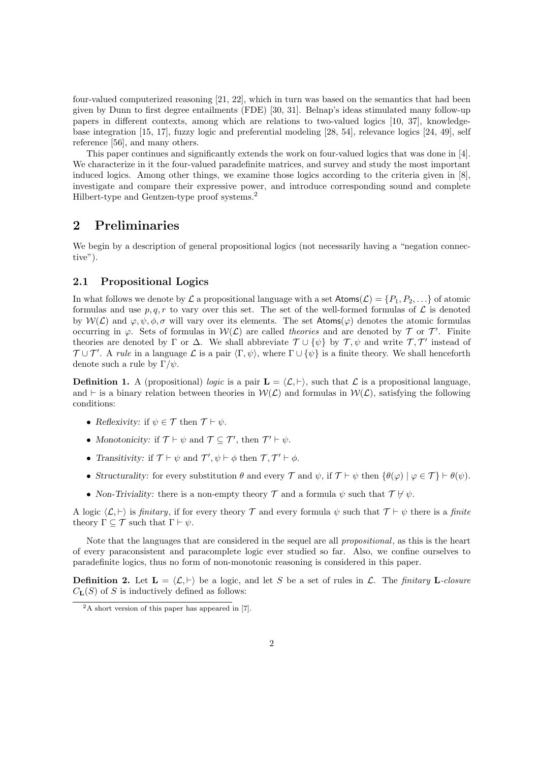four-valued computerized reasoning [21, 22], which in turn was based on the semantics that had been given by Dunn to first degree entailments (FDE) [30, 31]. Belnap's ideas stimulated many follow-up papers in different contexts, among which are relations to two-valued logics [10, 37], knowledge-base integration [15, 17], fuzzy logic and preferential modeling [28, 54], relevance logics [24, 49], self reference [56], and many others.

This paper continues and significantly extends the work on four-valued logics that was done in [4]. We characterize in it the four-valued paradefinite matrices, and survey and study the most important induced logics. Among other things, we examine those logics according to the criteria given in [8], investigate and compare their expressive power, and introduce corresponding sound and complete Hilbert-type and Gentzen-type proof systems.[2]

## 2 Preliminaries

We begin by a description of general propositional logics (not necessarily having a "negation connective").

### 2.1 Propositional Logics

In what follows we denote by $\mathcal{L}$ a propositional language with a set $\mathsf{Atoms}(\mathcal{L}) = \{P_1, P_2, \ldots\}$ of atomic formulas and use $p, q, r$ to vary over this set. The set of the well-formed formulas of $\mathcal{L}$ is denoted by $\mathcal{W}(\mathcal{L})$ and $\varphi, \psi, \phi, \sigma$ will vary over its elements. The set $\mathsf{Atoms}(\varphi)$ denotes the atomic formulas occurring in $\varphi$. Sets of formulas in $\mathcal{W}(\mathcal{L})$ are called *theories* and are denoted by $\mathcal{T}$ or $\mathcal{T}'$. Finite theories are denoted by $\Gamma$ or $\Delta$. We shall abbreviate $\mathcal{T} \cup \{\psi\}$ by $\mathcal{T}, \psi$ and write $\mathcal{T}, \mathcal{T}'$ instead of $\mathcal{T} \cup \mathcal{T}'$. A *rule* in a language $\mathcal{L}$ is a pair $\langle \Gamma, \psi \rangle$, where $\Gamma \cup \{\psi\}$ is a finite theory. We shall henceforth denote such a rule by $\Gamma/\psi$.

**Definition 1.** A (propositional) *logic* is a pair $\mathbf{L} = \langle \mathcal{L}, \vdash \rangle$, such that $\mathcal{L}$ is a propositional language, and $\vdash$ is a binary relation between theories in $\mathcal{W}(\mathcal{L})$ and formulas in $\mathcal{W}(\mathcal{L})$, satisfying the following conditions:

- *Reflexivity:* if $\psi \in \mathcal{T}$ then $\mathcal{T} \vdash \psi$.
- *Monotonicity:* if $\mathcal{T} \vdash \psi$ and $\mathcal{T} \subseteq \mathcal{T}'$, then $\mathcal{T}' \vdash \psi$.
- *Transitivity:* if $\mathcal{T} \vdash \psi$ and $\mathcal{T}', \psi \vdash \phi$ then $\mathcal{T}, \mathcal{T}' \vdash \phi$.
- *Structurality:* for every substitution $\theta$ and every $\mathcal{T}$ and $\psi$, if $\mathcal{T} \vdash \psi$ then $\{\theta(\varphi) \mid \varphi \in \mathcal{T}\} \vdash \theta(\psi)$.
- *Non-Triviality:* there is a non-empty theory $\mathcal{T}$ and a formula $\psi$ such that $\mathcal{T} \nvdash \psi$.

A logic $\langle \mathcal{L}, \vdash \rangle$ is *finitary*, if for every theory $\mathcal{T}$ and every formula $\psi$ such that $\mathcal{T} \vdash \psi$ there is a *finite* theory $\Gamma \subseteq \mathcal{T}$ such that $\Gamma \vdash \psi$.

Note that the languages that are considered in the sequel are all *propositional*, as this is the heart of every paraconsistent and paracomplete logic ever studied so far. Also, we confine ourselves to paradefinite logics, thus no form of non-monotonic reasoning is considered in this paper.

**Definition 2.** Let $\mathbf{L} = \langle \mathcal{L}, \vdash \rangle$ be a logic, and let $S$ be a set of rules in $\mathcal{L}$. The *finitary* $\mathbf{L}$*-closure* $C_{\mathbf{L}}(S)$ of $S$ is inductively defined as follows:

[2] A short version of this paper has appeared in [7].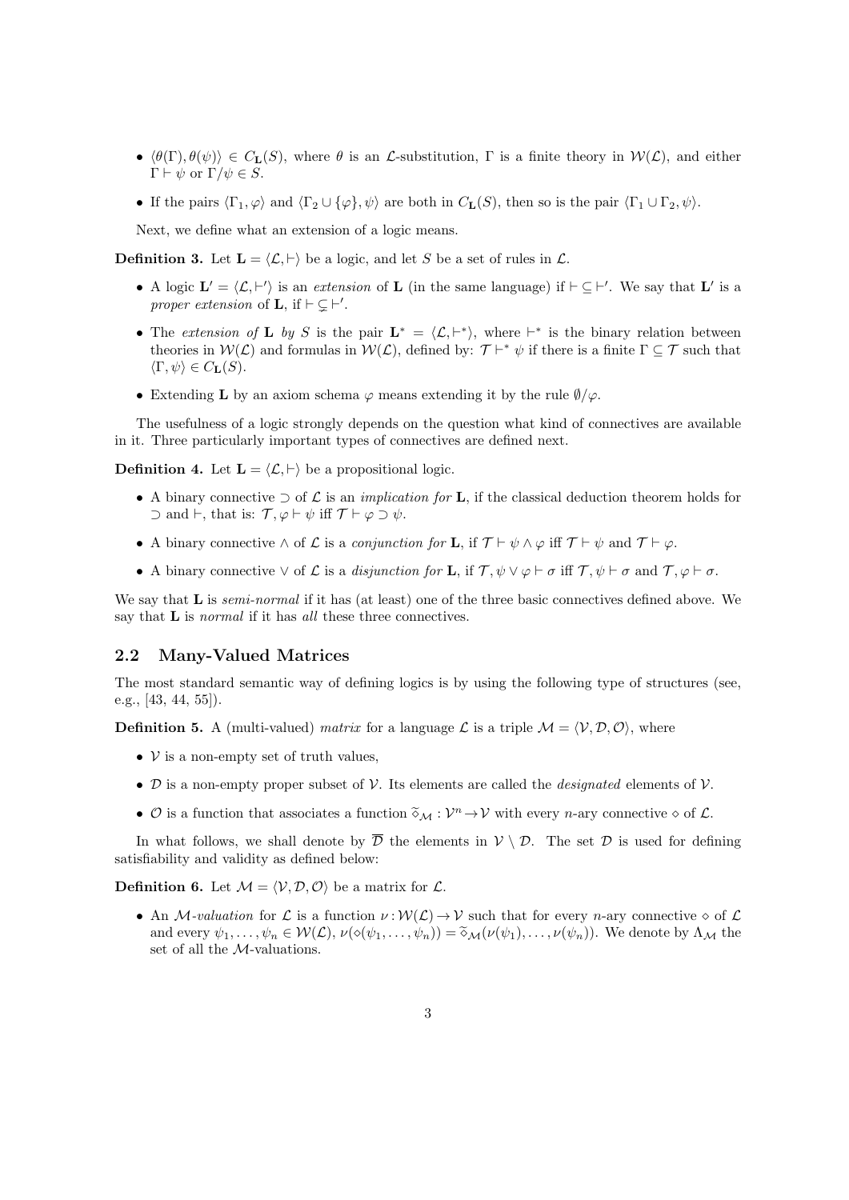- $\langle \theta(\Gamma), \theta(\psi) \rangle \in C_{\mathbf{L}}(S)$, where $\theta$ is an $\mathcal{L}$-substitution, $\Gamma$ is a finite theory in $\mathcal{W}(\mathcal{L})$, and either $\Gamma \vdash \psi$ or $\Gamma/\psi \in S$.
- If the pairs $\langle \Gamma_1, \varphi \rangle$ and $\langle \Gamma_2 \cup \{\varphi\}, \psi \rangle$ are both in $C_{\mathbf{L}}(S)$, then so is the pair $\langle \Gamma_1 \cup \Gamma_2, \psi \rangle$.

Next, we define what an extension of a logic means.

**Definition 3.** Let $\mathbf{L} = \langle \mathcal{L}, \vdash \rangle$ be a logic, and let $S$ be a set of rules in $\mathcal{L}$.

- A logic $\mathbf{L}' = \langle \mathcal{L}, \vdash' \rangle$ is an *extension* of $\mathbf{L}$ (in the same language) if $\vdash \subseteq \vdash'$. We say that $\mathbf{L}'$ is a *proper extension* of $\mathbf{L}$, if $\vdash \subsetneq \vdash'$.
- The *extension of* $\mathbf{L}$ *by* $S$ is the pair $\mathbf{L}^* = \langle \mathcal{L}, \vdash^* \rangle$, where $\vdash^*$ is the binary relation between theories in $\mathcal{W}(\mathcal{L})$ and formulas in $\mathcal{W}(\mathcal{L})$, defined by: $\mathcal{T} \vdash^* \psi$ if there is a finite $\Gamma \subseteq \mathcal{T}$ such that $\langle \Gamma, \psi \rangle \in C_{\mathbf{L}}(S)$.
- Extending $\mathbf{L}$ by an axiom schema $\varphi$ means extending it by the rule $\emptyset/\varphi$.

The usefulness of a logic strongly depends on the question what kind of connectives are available in it. Three particularly important types of connectives are defined next.

**Definition 4.** Let $\mathbf{L} = \langle \mathcal{L}, \vdash \rangle$ be a propositional logic.

- A binary connective $\supset$ of $\mathcal{L}$ is an *implication for* $\mathbf{L}$, if the classical deduction theorem holds for $\supset$ and $\vdash$, that is: $\mathcal{T}, \varphi \vdash \psi$ iff $\mathcal{T} \vdash \varphi \supset \psi$.
- A binary connective $\wedge$ of $\mathcal{L}$ is a *conjunction for* $\mathbf{L}$, if $\mathcal{T} \vdash \psi \wedge \varphi$ iff $\mathcal{T} \vdash \psi$ and $\mathcal{T} \vdash \varphi$.
- A binary connective $\vee$ of $\mathcal{L}$ is a *disjunction for* $\mathbf{L}$, if $\mathcal{T}, \psi \vee \varphi \vdash \sigma$ iff $\mathcal{T}, \psi \vdash \sigma$ and $\mathcal{T}, \varphi \vdash \sigma$.

We say that $\mathbf{L}$ is *semi-normal* if it has (at least) one of the three basic connectives defined above. We say that $\mathbf{L}$ is *normal* if it has *all* these three connectives.

## 2.2 Many-Valued Matrices

The most standard semantic way of defining logics is by using the following type of structures (see, e.g., [43, 44, 55]).

**Definition 5.** A (multi-valued) *matrix* for a language $\mathcal{L}$ is a triple $\mathcal{M} = \langle \mathcal{V}, \mathcal{D}, \mathcal{O} \rangle$, where

- $\mathcal{V}$ is a non-empty set of truth values,
- $\mathcal{D}$ is a non-empty proper subset of $\mathcal{V}$. Its elements are called the *designated* elements of $\mathcal{V}$.
- $\mathcal{O}$ is a function that associates a function $\widetilde{\diamond}_{\mathcal{M}} : \mathcal{V}^n \to \mathcal{V}$ with every $n$-ary connective $\diamond$ of $\mathcal{L}$.

In what follows, we shall denote by $\overline{\mathcal{D}}$ the elements in $\mathcal{V} \setminus \mathcal{D}$. The set $\mathcal{D}$ is used for defining satisfiability and validity as defined below:

**Definition 6.** Let $\mathcal{M} = \langle \mathcal{V}, \mathcal{D}, \mathcal{O} \rangle$ be a matrix for $\mathcal{L}$.

- An $\mathcal{M}$-*valuation* for $\mathcal{L}$ is a function $\nu : \mathcal{W}(\mathcal{L}) \to \mathcal{V}$ such that for every $n$-ary connective $\diamond$ of $\mathcal{L}$ and every $\psi_1, \ldots, \psi_n \in \mathcal{W}(\mathcal{L})$, $\nu(\diamond(\psi_1, \ldots, \psi_n)) = \widetilde{\diamond}_{\mathcal{M}}(\nu(\psi_1), \ldots, \nu(\psi_n))$. We denote by $\Lambda_{\mathcal{M}}$ the set of all the $\mathcal{M}$-valuations.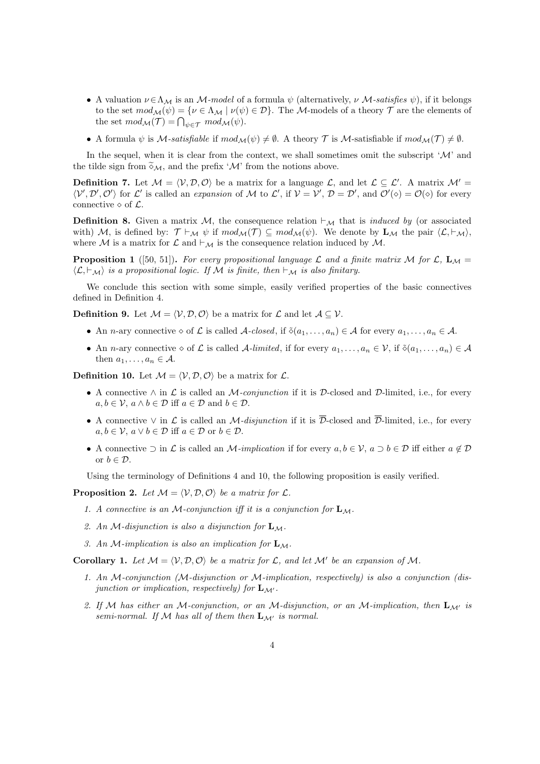- A valuation $\nu \in \Lambda_{\mathcal{M}}$ is an $\mathcal{M}$-*model* of a formula $\psi$ (alternatively, $\nu$ $\mathcal{M}$-*satisfies* $\psi$), if it belongs to the set $mod_{\mathcal{M}}(\psi) = \{\nu \in \Lambda_{\mathcal{M}} \mid \nu(\psi) \in \mathcal{D}\}$. The $\mathcal{M}$-models of a theory $\mathcal{T}$ are the elements of the set $mod_{\mathcal{M}}(\mathcal{T}) = \bigcap_{\psi \in \mathcal{T}} mod_{\mathcal{M}}(\psi)$.
- A formula $\psi$ is $\mathcal{M}$-*satisfiable* if $mod_{\mathcal{M}}(\psi) \neq \emptyset$. A theory $\mathcal{T}$ is $\mathcal{M}$-satisfiable if $mod_{\mathcal{M}}(\mathcal{T}) \neq \emptyset$.

In the sequel, when it is clear from the context, we shall sometimes omit the subscript '$\mathcal{M}$' and the tilde sign from $\widetilde{\diamond}_{\mathcal{M}}$, and the prefix '$\mathcal{M}$' from the notions above.

**Definition 7.** Let $\mathcal{M} = \langle \mathcal{V}, \mathcal{D}, \mathcal{O} \rangle$ be a matrix for a language $\mathcal{L}$, and let $\mathcal{L} \subseteq \mathcal{L}'$. A matrix $\mathcal{M}' = \langle \mathcal{V}', \mathcal{D}', \mathcal{O}' \rangle$ for $\mathcal{L}'$ is called an *expansion* of $\mathcal{M}$ to $\mathcal{L}'$, if $\mathcal{V} = \mathcal{V}'$, $\mathcal{D} = \mathcal{D}'$, and $\mathcal{O}'(\diamond) = \mathcal{O}(\diamond)$ for every connective $\diamond$ of $\mathcal{L}$.

**Definition 8.** Given a matrix $\mathcal{M}$, the consequence relation $\vdash_{\mathcal{M}}$ that is *induced by* (or associated with) $\mathcal{M}$, is defined by: $\mathcal{T} \vdash_{\mathcal{M}} \psi$ if $mod_{\mathcal{M}}(\mathcal{T}) \subseteq mod_{\mathcal{M}}(\psi)$. We denote by $\mathbf{L}_{\mathcal{M}}$ the pair $\langle \mathcal{L}, \vdash_{\mathcal{M}} \rangle$, where $\mathcal{M}$ is a matrix for $\mathcal{L}$ and $\vdash_{\mathcal{M}}$ is the consequence relation induced by $\mathcal{M}$.

**Proposition 1** ([50, 51])**.** *For every propositional language $\mathcal{L}$ and a finite matrix $\mathcal{M}$ for $\mathcal{L}$, $\mathbf{L}_{\mathcal{M}} = \langle \mathcal{L}, \vdash_{\mathcal{M}} \rangle$ is a propositional logic. If $\mathcal{M}$ is finite, then $\vdash_{\mathcal{M}}$ is also finitary.*

We conclude this section with some simple, easily verified properties of the basic connectives defined in Definition 4.

**Definition 9.** Let $\mathcal{M} = \langle \mathcal{V}, \mathcal{D}, \mathcal{O} \rangle$ be a matrix for $\mathcal{L}$ and let $\mathcal{A} \subseteq \mathcal{V}$.

- An $n$-ary connective $\diamond$ of $\mathcal{L}$ is called $\mathcal{A}$-*closed*, if $\tilde{\diamond}(a_1, \ldots, a_n) \in \mathcal{A}$ for every $a_1, \ldots, a_n \in \mathcal{A}$.
- An $n$-ary connective $\diamond$ of $\mathcal{L}$ is called $\mathcal{A}$-*limited*, if for every $a_1, \ldots, a_n \in \mathcal{V}$, if $\tilde{\diamond}(a_1, \ldots, a_n) \in \mathcal{A}$ then $a_1, \ldots, a_n \in \mathcal{A}$.

**Definition 10.** Let $\mathcal{M} = \langle \mathcal{V}, \mathcal{D}, \mathcal{O} \rangle$ be a matrix for $\mathcal{L}$.

- A connective $\wedge$ in $\mathcal{L}$ is called an $\mathcal{M}$-*conjunction* if it is $\mathcal{D}$-closed and $\mathcal{D}$-limited, i.e., for every $a, b \in \mathcal{V}$, $a \wedge b \in \mathcal{D}$ iff $a \in \mathcal{D}$ and $b \in \mathcal{D}$.
- A connective $\vee$ in $\mathcal{L}$ is called an $\mathcal{M}$-*disjunction* if it is $\overline{\mathcal{D}}$-closed and $\overline{\mathcal{D}}$-limited, i.e., for every $a, b \in \mathcal{V}$, $a \vee b \in \mathcal{D}$ iff $a \in \mathcal{D}$ or $b \in \mathcal{D}$.
- A connective $\supset$ in $\mathcal{L}$ is called an $\mathcal{M}$-*implication* if for every $a, b \in \mathcal{V}$, $a \supset b \in \mathcal{D}$ iff either $a \notin \mathcal{D}$ or $b \in \mathcal{D}$.

Using the terminology of Definitions 4 and 10, the following proposition is easily verified.

**Proposition 2.** *Let $\mathcal{M} = \langle \mathcal{V}, \mathcal{D}, \mathcal{O} \rangle$ be a matrix for $\mathcal{L}$.*

1. *A connective is an $\mathcal{M}$-conjunction iff it is a conjunction for $\mathbf{L}_{\mathcal{M}}$.*
2. *An $\mathcal{M}$-disjunction is also a disjunction for $\mathbf{L}_{\mathcal{M}}$.*
3. *An $\mathcal{M}$-implication is also an implication for $\mathbf{L}_{\mathcal{M}}$.*

**Corollary 1.** *Let $\mathcal{M} = \langle \mathcal{V}, \mathcal{D}, \mathcal{O} \rangle$ be a matrix for $\mathcal{L}$, and let $\mathcal{M}'$ be an expansion of $\mathcal{M}$.*

1. *An $\mathcal{M}$-conjunction ($\mathcal{M}$-disjunction or $\mathcal{M}$-implication, respectively) is also a conjunction (disjunction or implication, respectively) for $\mathbf{L}_{\mathcal{M}'}$.*
2. *If $\mathcal{M}$ has either an $\mathcal{M}$-conjunction, or an $\mathcal{M}$-disjunction, or an $\mathcal{M}$-implication, then $\mathbf{L}_{\mathcal{M}'}$ is semi-normal. If $\mathcal{M}$ has all of them then $\mathbf{L}_{\mathcal{M}'}$ is normal.*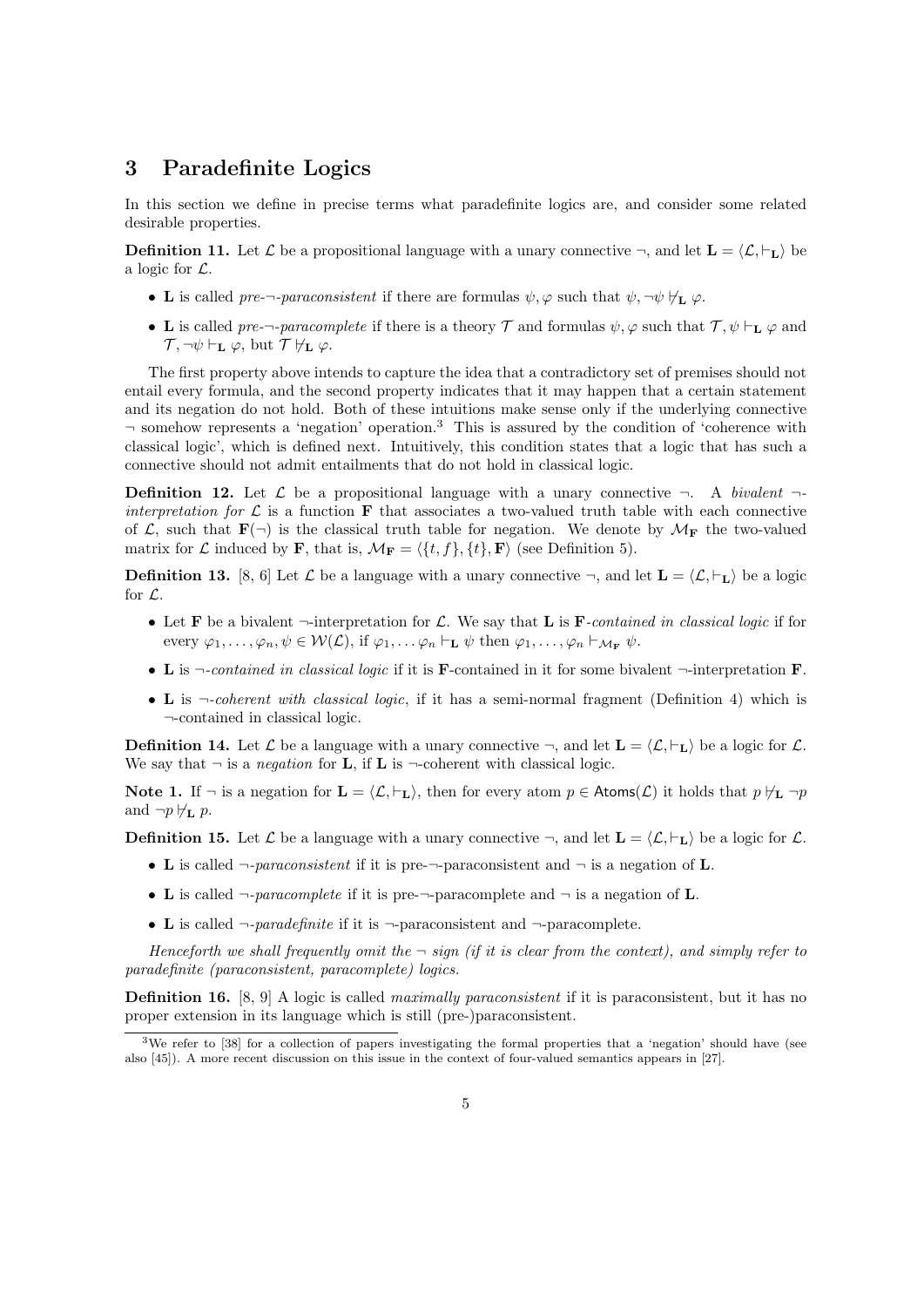## 3 Paradefinite Logics

In this section we define in precise terms what paradefinite logics are, and consider some related desirable properties.

**Definition 11.** Let $\mathcal{L}$ be a propositional language with a unary connective $\neg$, and let $\mathbf{L} = \langle \mathcal{L}, \vdash_{\mathbf{L}} \rangle$ be a logic for $\mathcal{L}$.

- $\mathbf{L}$ is called *pre-$\neg$-paraconsistent* if there are formulas $\psi, \varphi$ such that $\psi, \neg\psi \nvdash_{\mathbf{L}} \varphi$.
- $\mathbf{L}$ is called *pre-$\neg$-paracomplete* if there is a theory $\mathcal{T}$ and formulas $\psi, \varphi$ such that $\mathcal{T}, \psi \vdash_{\mathbf{L}} \varphi$ and $\mathcal{T}, \neg\psi \vdash_{\mathbf{L}} \varphi$, but $\mathcal{T} \nvdash_{\mathbf{L}} \varphi$.

The first property above intends to capture the idea that a contradictory set of premises should not entail every formula, and the second property indicates that it may happen that a certain statement and its negation do not hold. Both of these intuitions make sense only if the underlying connective $\neg$ somehow represents a 'negation' operation.[3] This is assured by the condition of 'coherence with classical logic', which is defined next. Intuitively, this condition states that a logic that has such a connective should not admit entailments that do not hold in classical logic.

**Definition 12.** Let $\mathcal{L}$ be a propositional language with a unary connective $\neg$. A *bivalent $\neg$-interpretation for $\mathcal{L}$* is a function $\mathbf{F}$ that associates a two-valued truth table with each connective of $\mathcal{L}$, such that $\mathbf{F}(\neg)$ is the classical truth table for negation. We denote by $\mathcal{M}_{\mathbf{F}}$ the two-valued matrix for $\mathcal{L}$ induced by $\mathbf{F}$, that is, $\mathcal{M}_{\mathbf{F}} = \langle \{t, f\}, \{t\}, \mathbf{F} \rangle$ (see Definition 5).

**Definition 13.** [8, 6] Let $\mathcal{L}$ be a language with a unary connective $\neg$, and let $\mathbf{L} = \langle \mathcal{L}, \vdash_{\mathbf{L}} \rangle$ be a logic for $\mathcal{L}$.

- Let $\mathbf{F}$ be a bivalent $\neg$-interpretation for $\mathcal{L}$. We say that $\mathbf{L}$ is *$\mathbf{F}$-contained in classical logic* if for every $\varphi_1, \ldots, \varphi_n, \psi \in \mathcal{W}(\mathcal{L})$, if $\varphi_1, \ldots \varphi_n \vdash_{\mathbf{L}} \psi$ then $\varphi_1, \ldots, \varphi_n \vdash_{\mathcal{M}_{\mathbf{F}}} \psi$.
- $\mathbf{L}$ is *$\neg$-contained in classical logic* if it is $\mathbf{F}$-contained in it for some bivalent $\neg$-interpretation $\mathbf{F}$.
- $\mathbf{L}$ is *$\neg$-coherent with classical logic*, if it has a semi-normal fragment (Definition 4) which is $\neg$-contained in classical logic.

**Definition 14.** Let $\mathcal{L}$ be a language with a unary connective $\neg$, and let $\mathbf{L} = \langle \mathcal{L}, \vdash_{\mathbf{L}} \rangle$ be a logic for $\mathcal{L}$. We say that $\neg$ is a *negation* for $\mathbf{L}$, if $\mathbf{L}$ is $\neg$-coherent with classical logic.

**Note 1.** If $\neg$ is a negation for $\mathbf{L} = \langle \mathcal{L}, \vdash_{\mathbf{L}} \rangle$, then for every atom $p \in \mathsf{Atoms}(\mathcal{L})$ it holds that $p \nvdash_{\mathbf{L}} \neg p$ and $\neg p \nvdash_{\mathbf{L}} p$.

**Definition 15.** Let $\mathcal{L}$ be a language with a unary connective $\neg$, and let $\mathbf{L} = \langle \mathcal{L}, \vdash_{\mathbf{L}} \rangle$ be a logic for $\mathcal{L}$.

- $\mathbf{L}$ is called *$\neg$-paraconsistent* if it is pre-$\neg$-paraconsistent and $\neg$ is a negation of $\mathbf{L}$.
- $\mathbf{L}$ is called *$\neg$-paracomplete* if it is pre-$\neg$-paracomplete and $\neg$ is a negation of $\mathbf{L}$.
- $\mathbf{L}$ is called *$\neg$-paradefinite* if it is $\neg$-paraconsistent and $\neg$-paracomplete.

*Henceforth we shall frequently omit the $\neg$ sign (if it is clear from the context), and simply refer to paradefinite (paraconsistent, paracomplete) logics.*

**Definition 16.** [8, 9] A logic is called *maximally paraconsistent* if it is paraconsistent, but it has no proper extension in its language which is still (pre-)paraconsistent.

[3] We refer to [38] for a collection of papers investigating the formal properties that a 'negation' should have (see also [45]). A more recent discussion on this issue in the context of four-valued semantics appears in [27].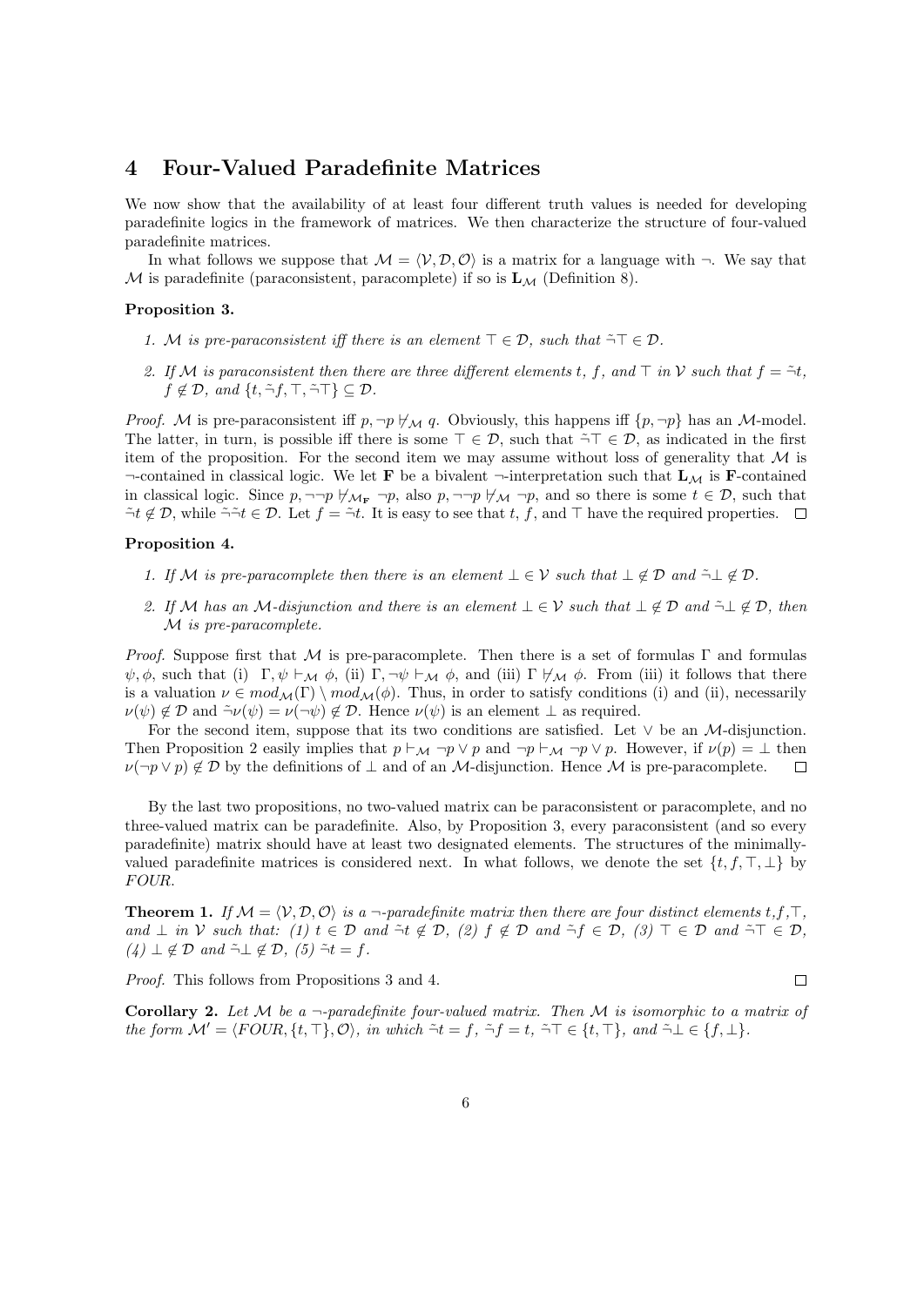## 4 Four-Valued Paradefinite Matrices

We now show that the availability of at least four different truth values is needed for developing paradefinite logics in the framework of matrices. We then characterize the structure of four-valued paradefinite matrices.

In what follows we suppose that $\mathcal{M} = \langle \mathcal{V}, \mathcal{D}, \mathcal{O} \rangle$ is a matrix for a language with $\neg$. We say that $\mathcal{M}$ is paradefinite (paraconsistent, paracomplete) if so is $\mathbf{L}_{\mathcal{M}}$ (Definition 8).

**Proposition 3.**

1. *$\mathcal{M}$ is pre-paraconsistent iff there is an element $\top \in \mathcal{D}$, such that $\tilde{\neg}\top \in \mathcal{D}$.*
2. *If $\mathcal{M}$ is paraconsistent then there are three different elements $t$, $f$, and $\top$ in $\mathcal{V}$ such that $f = \tilde{\neg}t$, $f \notin \mathcal{D}$, and $\{t, \tilde{\neg}f, \top, \tilde{\neg}\top\} \subseteq \mathcal{D}$.*

*Proof.* $\mathcal{M}$ is pre-paraconsistent iff $p, \neg p \not\vdash_{\mathcal{M}} q$. Obviously, this happens iff $\{p, \neg p\}$ has an $\mathcal{M}$-model. The latter, in turn, is possible iff there is some $\top \in \mathcal{D}$, such that $\tilde{\neg}\top \in \mathcal{D}$, as indicated in the first item of the proposition. For the second item we may assume without loss of generality that $\mathcal{M}$ is $\neg$-contained in classical logic. We let $\mathbf{F}$ be a bivalent $\neg$-interpretation such that $\mathbf{L}_{\mathcal{M}}$ is $\mathbf{F}$-contained in classical logic. Since $p, \neg\neg p \not\vdash_{\mathcal{M}_{\mathbf{F}}} \neg p$, also $p, \neg\neg p \not\vdash_{\mathcal{M}} \neg p$, and so there is some $t \in \mathcal{D}$, such that $\tilde{\neg}t \notin \mathcal{D}$, while $\tilde{\neg}\tilde{\neg}t \in \mathcal{D}$. Let $f = \tilde{\neg}t$. It is easy to see that $t$, $f$, and $\top$ have the required properties. $\square$

**Proposition 4.**

1. *If $\mathcal{M}$ is pre-paracomplete then there is an element $\bot \in \mathcal{V}$ such that $\bot \notin \mathcal{D}$ and $\tilde{\neg}\bot \notin \mathcal{D}$.*
2. *If $\mathcal{M}$ has an $\mathcal{M}$-disjunction and there is an element $\bot \in \mathcal{V}$ such that $\bot \notin \mathcal{D}$ and $\tilde{\neg}\bot \notin \mathcal{D}$, then $\mathcal{M}$ is pre-paracomplete.*

*Proof.* Suppose first that $\mathcal{M}$ is pre-paracomplete. Then there is a set of formulas $\Gamma$ and formulas $\psi, \phi$, such that (i) $\Gamma, \psi \vdash_{\mathcal{M}} \phi$, (ii) $\Gamma, \neg\psi \vdash_{\mathcal{M}} \phi$, and (iii) $\Gamma \not\vdash_{\mathcal{M}} \phi$. From (iii) it follows that there is a valuation $\nu \in mod_{\mathcal{M}}(\Gamma) \setminus mod_{\mathcal{M}}(\phi)$. Thus, in order to satisfy conditions (i) and (ii), necessarily $\nu(\psi) \notin \mathcal{D}$ and $\tilde{\neg}\nu(\psi) = \nu(\neg\psi) \notin \mathcal{D}$. Hence $\nu(\psi)$ is an element $\bot$ as required.

For the second item, suppose that its two conditions are satisfied. Let $\vee$ be an $\mathcal{M}$-disjunction. Then Proposition 2 easily implies that $p \vdash_{\mathcal{M}} \neg p \vee p$ and $\neg p \vdash_{\mathcal{M}} \neg p \vee p$. However, if $\nu(p) = \bot$ then $\nu(\neg p \vee p) \notin \mathcal{D}$ by the definitions of $\bot$ and of an $\mathcal{M}$-disjunction. Hence $\mathcal{M}$ is pre-paracomplete. $\square$

By the last two propositions, no two-valued matrix can be paraconsistent or paracomplete, and no three-valued matrix can be paradefinite. Also, by Proposition 3, every paraconsistent (and so every paradefinite) matrix should have at least two designated elements. The structures of the minimally-valued paradefinite matrices is considered next. In what follows, we denote the set $\{t, f, \top, \bot\}$ by *FOUR*.

**Theorem 1.** *If $\mathcal{M} = \langle \mathcal{V}, \mathcal{D}, \mathcal{O} \rangle$ is a $\neg$-paradefinite matrix then there are four distinct elements $t, f, \top$, and $\bot$ in $\mathcal{V}$ such that: (1) $t \in \mathcal{D}$ and $\tilde{\neg}t \notin \mathcal{D}$, (2) $f \notin \mathcal{D}$ and $\tilde{\neg}f \in \mathcal{D}$, (3) $\top \in \mathcal{D}$ and $\tilde{\neg}\top \in \mathcal{D}$, (4) $\bot \notin \mathcal{D}$ and $\tilde{\neg}\bot \notin \mathcal{D}$, (5) $\tilde{\neg}t = f$.*

*Proof.* This follows from Propositions 3 and 4. $\square$

**Corollary 2.** *Let $\mathcal{M}$ be a $\neg$-paradefinite four-valued matrix. Then $\mathcal{M}$ is isomorphic to a matrix of the form $\mathcal{M}' = \langle FOUR, \{t, \top\}, \mathcal{O} \rangle$, in which $\tilde{\neg}t = f$, $\tilde{\neg}f = t$, $\tilde{\neg}\top \in \{t, \top\}$, and $\tilde{\neg}\bot \in \{f, \bot\}$.*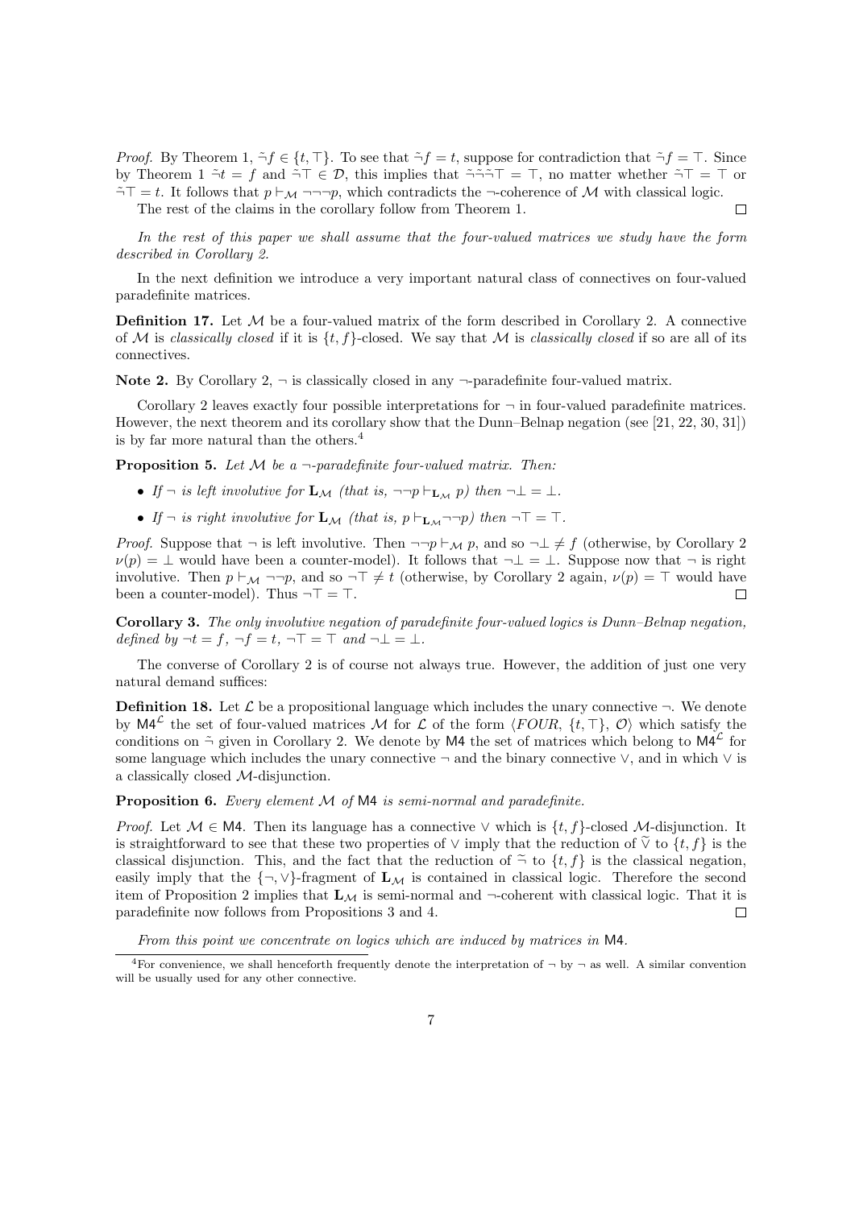*Proof.* By Theorem 1, $\tilde{\neg} f \in \{t, \top\}$. To see that $\tilde{\neg} f = t$, suppose for contradiction that $\tilde{\neg} f = \top$. Since by Theorem 1 $\tilde{\neg} t = f$ and $\tilde{\neg} \top \in \mathcal{D}$, this implies that $\tilde{\neg}\tilde{\neg}\tilde{\neg} \top = \top$, no matter whether $\tilde{\neg} \top = \top$ or $\tilde{\neg} \top = t$. It follows that $p \vdash_{\mathcal{M}} \neg\neg\neg p$, which contradicts the $\neg$-coherence of $\mathcal{M}$ with classical logic.

The rest of the claims in the corollary follow from Theorem 1. □

*In the rest of this paper we shall assume that the four-valued matrices we study have the form described in Corollary 2.*

In the next definition we introduce a very important natural class of connectives on four-valued paradefinite matrices.

**Definition 17.** Let $\mathcal{M}$ be a four-valued matrix of the form described in Corollary 2. A connective of $\mathcal{M}$ is *classically closed* if it is $\{t, f\}$-closed. We say that $\mathcal{M}$ is *classically closed* if so are all of its connectives.

**Note 2.** By Corollary 2, $\neg$ is classically closed in any $\neg$-paradefinite four-valued matrix.

Corollary 2 leaves exactly four possible interpretations for $\neg$ in four-valued paradefinite matrices. However, the next theorem and its corollary show that the Dunn–Belnap negation (see [21, 22, 30, 31]) is by far more natural than the others.[4]

**Proposition 5.** *Let $\mathcal{M}$ be a $\neg$-paradefinite four-valued matrix. Then:*

- *If $\neg$ is left involutive for $\mathbf{L}_{\mathcal{M}}$ (that is, $\neg\neg p \vdash_{\mathbf{L}_{\mathcal{M}}} p$) then $\neg\bot = \bot$.*
- *If $\neg$ is right involutive for $\mathbf{L}_{\mathcal{M}}$ (that is, $p \vdash_{\mathbf{L}_{\mathcal{M}}} \neg\neg p$) then $\neg\top = \top$.*

*Proof.* Suppose that $\neg$ is left involutive. Then $\neg\neg p \vdash_{\mathcal{M}} p$, and so $\neg\bot \neq f$ (otherwise, by Corollary 2 $\nu(p) = \bot$ would have been a counter-model). It follows that $\neg\bot = \bot$. Suppose now that $\neg$ is right involutive. Then $p \vdash_{\mathcal{M}} \neg\neg p$, and so $\neg\top \neq t$ (otherwise, by Corollary 2 again, $\nu(p) = \top$ would have been a counter-model). Thus $\neg\top = \top$. □

**Corollary 3.** *The only involutive negation of paradefinite four-valued logics is Dunn–Belnap negation, defined by $\neg t = f$, $\neg f = t$, $\neg\top = \top$ and $\neg\bot = \bot$.*

The converse of Corollary 2 is of course not always true. However, the addition of just one very natural demand suffices:

**Definition 18.** Let $\mathcal{L}$ be a propositional language which includes the unary connective $\neg$. We denote by $\mathsf{M4}^{\mathcal{L}}$ the set of four-valued matrices $\mathcal{M}$ for $\mathcal{L}$ of the form $\langle FOUR, \{t, \top\}, \mathcal{O}\rangle$ which satisfy the conditions on $\tilde{\neg}$ given in Corollary 2. We denote by $\mathsf{M4}$ the set of matrices which belong to $\mathsf{M4}^{\mathcal{L}}$ for some language which includes the unary connective $\neg$ and the binary connective $\vee$, and in which $\vee$ is a classically closed $\mathcal{M}$-disjunction.

**Proposition 6.** *Every element $\mathcal{M}$ of $\mathsf{M4}$ is semi-normal and paradefinite.*

*Proof.* Let $\mathcal{M} \in \mathsf{M4}$. Then its language has a connective $\vee$ which is $\{t, f\}$-closed $\mathcal{M}$-disjunction. It is straightforward to see that these two properties of $\vee$ imply that the reduction of $\tilde{\vee}$ to $\{t, f\}$ is the classical disjunction. This, and the fact that the reduction of $\tilde{\neg}$ to $\{t, f\}$ is the classical negation, easily imply that the $\{\neg, \vee\}$-fragment of $\mathbf{L}_{\mathcal{M}}$ is contained in classical logic. Therefore the second item of Proposition 2 implies that $\mathbf{L}_{\mathcal{M}}$ is semi-normal and $\neg$-coherent with classical logic. That it is paradefinite now follows from Propositions 3 and 4. □

*From this point we concentrate on logics which are induced by matrices in* $\mathsf{M4}$.

[4] For convenience, we shall henceforth frequently denote the interpretation of $\neg$ by $\neg$ as well. A similar convention will be usually used for any other connective.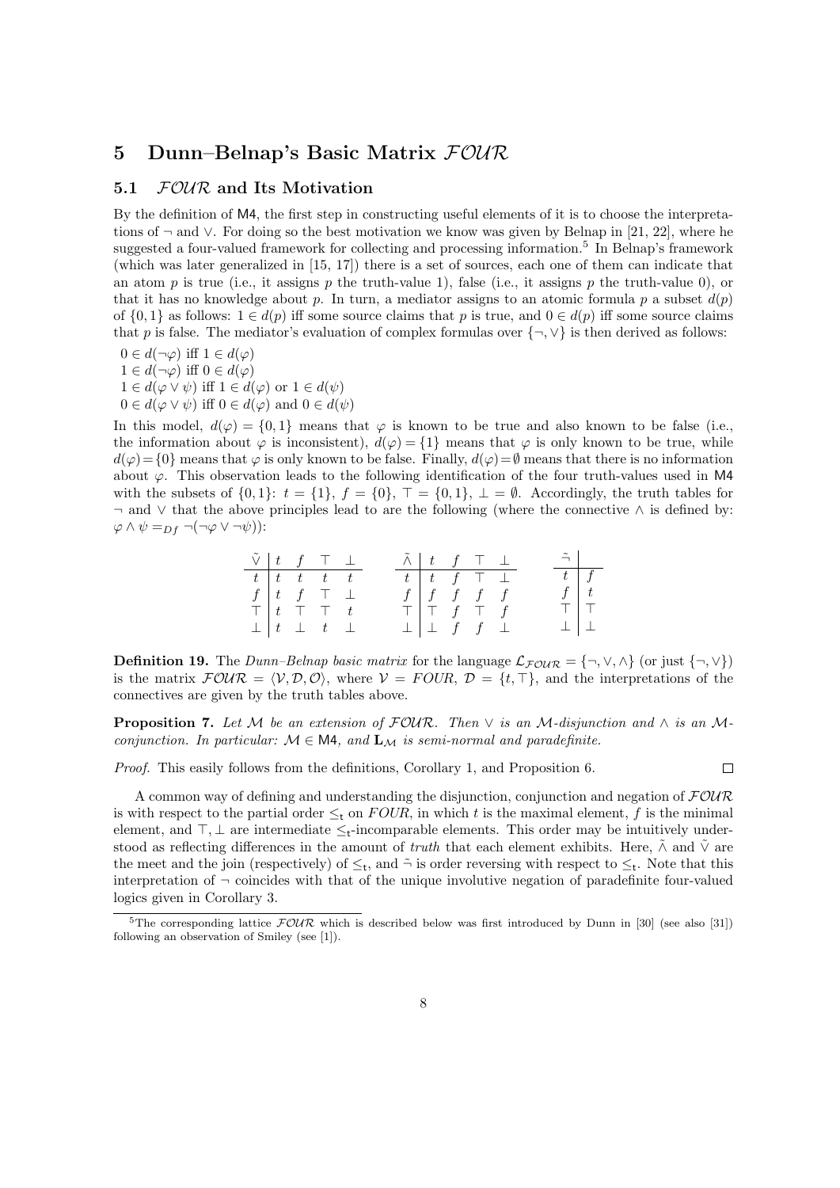## 5 Dunn–Belnap's Basic Matrix $\mathcal{FOUR}$

### 5.1 $\mathcal{FOUR}$ and Its Motivation

By the definition of M4, the first step in constructing useful elements of it is to choose the interpretations of $\neg$ and $\vee$. For doing so the best motivation we know was given by Belnap in [21, 22], where he suggested a four-valued framework for collecting and processing information.[5] In Belnap's framework (which was later generalized in [15, 17]) there is a set of sources, each one of them can indicate that an atom $p$ is true (i.e., it assigns $p$ the truth-value 1), false (i.e., it assigns $p$ the truth-value 0), or that it has no knowledge about $p$. In turn, a mediator assigns to an atomic formula $p$ a subset $d(p)$ of $\{0,1\}$ as follows: $1 \in d(p)$ iff some source claims that $p$ is true, and $0 \in d(p)$ iff some source claims that $p$ is false. The mediator's evaluation of complex formulas over $\{\neg, \vee\}$ is then derived as follows:

$0 \in d(\neg\varphi)$ iff $1 \in d(\varphi)$
$1 \in d(\neg\varphi)$ iff $0 \in d(\varphi)$
$1 \in d(\varphi \vee \psi)$ iff $1 \in d(\varphi)$ or $1 \in d(\psi)$
$0 \in d(\varphi \vee \psi)$ iff $0 \in d(\varphi)$ and $0 \in d(\psi)$

In this model, $d(\varphi) = \{0,1\}$ means that $\varphi$ is known to be true and also known to be false (i.e., the information about $\varphi$ is inconsistent), $d(\varphi) = \{1\}$ means that $\varphi$ is only known to be true, while $d(\varphi) = \{0\}$ means that $\varphi$ is only known to be false. Finally, $d(\varphi) = \emptyset$ means that there is no information about $\varphi$. This observation leads to the following identification of the four truth-values used in M4 with the subsets of $\{0,1\}$: $t = \{1\}$, $f = \{0\}$, $\top = \{0,1\}$, $\bot = \emptyset$. Accordingly, the truth tables for $\neg$ and $\vee$ that the above principles lead to are the following (where the connective $\wedge$ is defined by: $\varphi \wedge \psi =_{Df} \neg(\neg\varphi \vee \neg\psi)$):

| $\tilde{\vee}$ | $t$ | $f$ | $\top$ | $\bot$ |
|---|---|---|---|---|
| $t$ | $t$ | $t$ | $t$ | $t$ |
| $f$ | $t$ | $f$ | $\top$ | $\bot$ |
| $\top$ | $t$ | $\top$ | $\top$ | $t$ |
| $\bot$ | $t$ | $\bot$ | $t$ | $\bot$ |

| $\tilde{\wedge}$ | $t$ | $f$ | $\top$ | $\bot$ |
|---|---|---|---|---|
| $t$ | $t$ | $f$ | $\top$ | $\bot$ |
| $f$ | $f$ | $f$ | $f$ | $f$ |
| $\top$ | $\top$ | $f$ | $\top$ | $f$ |
| $\bot$ | $\bot$ | $f$ | $f$ | $\bot$ |

| $\tilde{\neg}$ | |
|---|---|
| $t$ | $f$ |
| $f$ | $t$ |
| $\top$ | $\top$ |
| $\bot$ | $\bot$ |

**Definition 19.** The *Dunn–Belnap basic matrix* for the language $\mathcal{L}_{\mathcal{FOUR}} = \{\neg, \vee, \wedge\}$ (or just $\{\neg, \vee\}$) is the matrix $\mathcal{FOUR} = \langle \mathcal{V}, \mathcal{D}, \mathcal{O} \rangle$, where $\mathcal{V} = FOUR$, $\mathcal{D} = \{t, \top\}$, and the interpretations of the connectives are given by the truth tables above.

**Proposition 7.** *Let $\mathcal{M}$ be an extension of $\mathcal{FOUR}$. Then $\vee$ is an $\mathcal{M}$-disjunction and $\wedge$ is an $\mathcal{M}$-conjunction. In particular: $\mathcal{M} \in$ M4, and $\mathbf{L}_{\mathcal{M}}$ is semi-normal and paradefinite.*

*Proof.* This easily follows from the definitions, Corollary 1, and Proposition 6. $\square$

A common way of defining and understanding the disjunction, conjunction and negation of $\mathcal{FOUR}$ is with respect to the partial order $\leq_t$ on $FOUR$, in which $t$ is the maximal element, $f$ is the minimal element, and $\top, \bot$ are intermediate $\leq_t$-incomparable elements. This order may be intuitively understood as reflecting differences in the amount of *truth* that each element exhibits. Here, $\tilde{\wedge}$ and $\tilde{\vee}$ are the meet and the join (respectively) of $\leq_t$, and $\tilde{\neg}$ is order reversing with respect to $\leq_t$. Note that this interpretation of $\neg$ coincides with that of the unique involutive negation of paradefinite four-valued logics given in Corollary 3.

[5] The corresponding lattice $\mathcal{FOUR}$ which is described below was first introduced by Dunn in [30] (see also [31]) following an observation of Smiley (see [1]).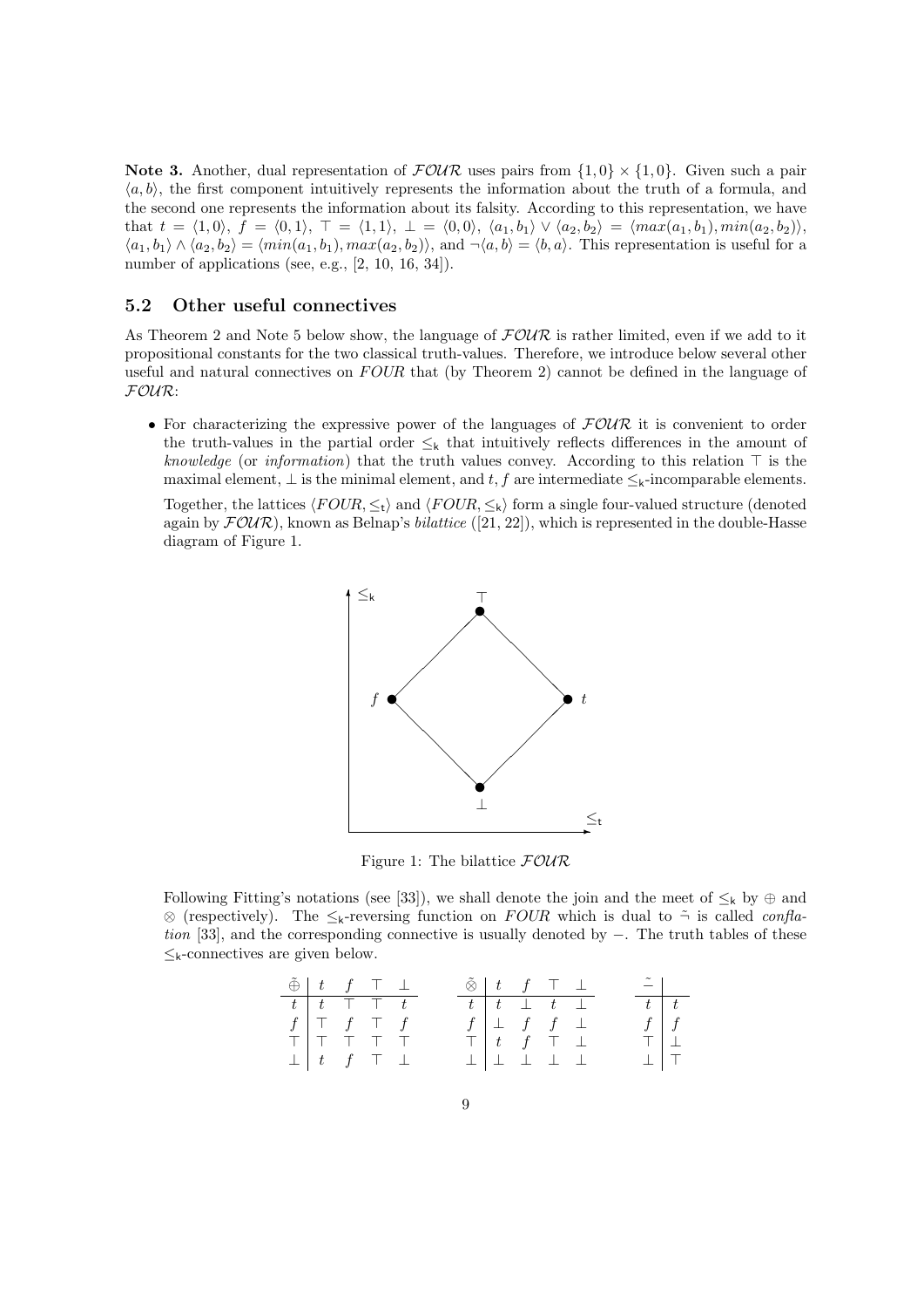**Note 3.** Another, dual representation of $\mathcal{FOUR}$ uses pairs from $\{1,0\} \times \{1,0\}$. Given such a pair $\langle a, b\rangle$, the first component intuitively represents the information about the truth of a formula, and the second one represents the information about its falsity. According to this representation, we have that $t = \langle 1, 0\rangle$, $f = \langle 0, 1\rangle$, $\top = \langle 1, 1\rangle$, $\bot = \langle 0, 0\rangle$, $\langle a_1, b_1\rangle \vee \langle a_2, b_2\rangle = \langle max(a_1, b_1), min(a_2, b_2)\rangle$, $\langle a_1, b_1\rangle \wedge \langle a_2, b_2\rangle = \langle min(a_1, b_1), max(a_2, b_2)\rangle$, and $\neg\langle a, b\rangle = \langle b, a\rangle$. This representation is useful for a number of applications (see, e.g., [2, 10, 16, 34]).

## 5.2 Other useful connectives

As Theorem 2 and Note 5 below show, the language of $\mathcal{FOUR}$ is rather limited, even if we add to it propositional constants for the two classical truth-values. Therefore, we introduce below several other useful and natural connectives on $FOUR$ that (by Theorem 2) cannot be defined in the language of $\mathcal{FOUR}$:

- For characterizing the expressive power of the languages of $\mathcal{FOUR}$ it is convenient to order the truth-values in the partial order $\leq_k$ that intuitively reflects differences in the amount of *knowledge* (or *information*) that the truth values convey. According to this relation $\top$ is the maximal element, $\bot$ is the minimal element, and $t, f$ are intermediate $\leq_k$-incomparable elements.

  Together, the lattices $\langle FOUR, \leq_t\rangle$ and $\langle FOUR, \leq_k\rangle$ form a single four-valued structure (denoted again by $\mathcal{FOUR}$), known as Belnap's *bilattice* ([21, 22]), which is represented in the double-Hasse diagram of Figure 1.

Figure 1: The bilattice $\mathcal{FOUR}$

Following Fitting's notations (see [33]), we shall denote the join and the meet of $\leq_k$ by $\oplus$ and $\otimes$ (respectively). The $\leq_k$-reversing function on $FOUR$ which is dual to $\tilde{\neg}$ is called *conflation* [33], and the corresponding connective is usually denoted by $-$. The truth tables of these $\leq_k$-connectives are given below.

| $\tilde{\oplus}$ | $t$ | $f$ | $\top$ | $\bot$ |
|---|---|---|---|---|
| $t$ | $t$ | $\top$ | $\top$ | $t$ |
| $f$ | $\top$ | $f$ | $\top$ | $f$ |
| $\top$ | $\top$ | $\top$ | $\top$ | $\top$ |
| $\bot$ | $t$ | $f$ | $\top$ | $\bot$ |

| $\tilde{\otimes}$ | $t$ | $f$ | $\top$ | $\bot$ |
|---|---|---|---|---|
| $t$ | $t$ | $\bot$ | $t$ | $\bot$ |
| $f$ | $\bot$ | $f$ | $f$ | $\bot$ |
| $\top$ | $t$ | $f$ | $\top$ | $\bot$ |
| $\bot$ | $\bot$ | $\bot$ | $\bot$ | $\bot$ |

| $\tilde{-}$ | |
|---|---|
| $t$ | $t$ |
| $f$ | $f$ |
| $\top$ | $\bot$ |
| $\bot$ | $\top$ |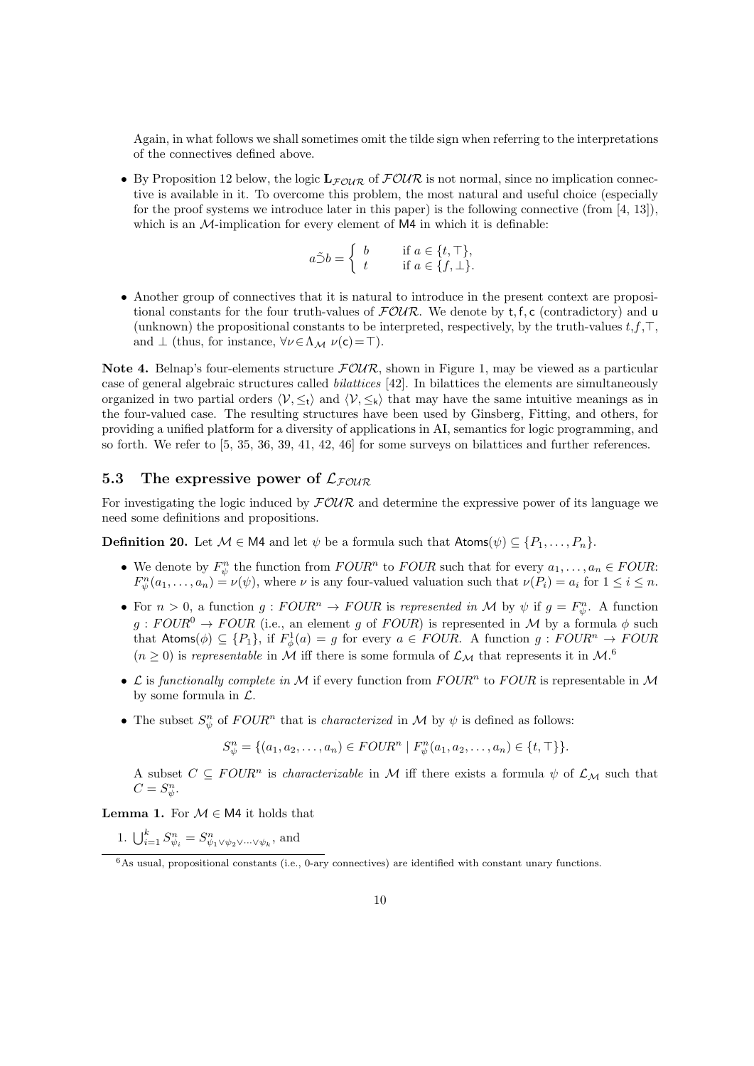Again, in what follows we shall sometimes omit the tilde sign when referring to the interpretations of the connectives defined above.

- By Proposition 12 below, the logic $\mathbf{L}_{\mathcal{FOUR}}$ of $\mathcal{FOUR}$ is not normal, since no implication connective is available in it. To overcome this problem, the most natural and useful choice (especially for the proof systems we introduce later in this paper) is the following connective (from [4, 13]), which is an $\mathcal{M}$-implication for every element of $\mathsf{M4}$ in which it is definable:

$$a \tilde{\supset} b = \begin{cases} b & \text{if } a \in \{t, \top\}, \\ t & \text{if } a \in \{f, \bot\}. \end{cases}$$

- Another group of connectives that it is natural to introduce in the present context are propositional constants for the four truth-values of $\mathcal{FOUR}$. We denote by $\mathsf{t}, \mathsf{f}, \mathsf{c}$ (contradictory) and $\mathsf{u}$ (unknown) the propositional constants to be interpreted, respectively, by the truth-values $t$,$f$,$\top$, and $\bot$ (thus, for instance, $\forall \nu \in \Lambda_{\mathcal{M}}\ \nu(\mathsf{c}) = \top$).

**Note 4.** Belnap's four-elements structure $\mathcal{FOUR}$, shown in Figure 1, may be viewed as a particular case of general algebraic structures called *bilattices* [42]. In bilattices the elements are simultaneously organized in two partial orders $\langle \mathcal{V}, \leq_{\mathsf{t}} \rangle$ and $\langle \mathcal{V}, \leq_{\mathsf{k}} \rangle$ that may have the same intuitive meanings as in the four-valued case. The resulting structures have been used by Ginsberg, Fitting, and others, for providing a unified platform for a diversity of applications in AI, semantics for logic programming, and so forth. We refer to [5, 35, 36, 39, 41, 42, 46] for some surveys on bilattices and further references.

### 5.3 The expressive power of $\mathcal{L}_{\mathcal{FOUR}}$

For investigating the logic induced by $\mathcal{FOUR}$ and determine the expressive power of its language we need some definitions and propositions.

**Definition 20.** Let $\mathcal{M} \in \mathsf{M4}$ and let $\psi$ be a formula such that $\mathsf{Atoms}(\psi) \subseteq \{P_1, \ldots, P_n\}$.

- We denote by $F^n_\psi$ the function from $FOUR^n$ to $FOUR$ such that for every $a_1, \ldots, a_n \in FOUR$: $F^n_\psi(a_1, \ldots, a_n) = \nu(\psi)$, where $\nu$ is any four-valued valuation such that $\nu(P_i) = a_i$ for $1 \leq i \leq n$.
- For $n > 0$, a function $g : FOUR^n \to FOUR$ is *represented in* $\mathcal{M}$ by $\psi$ if $g = F^n_\psi$. A function $g : FOUR^0 \to FOUR$ (i.e., an element $g$ of $FOUR$) is represented in $\mathcal{M}$ by a formula $\phi$ such that $\mathsf{Atoms}(\phi) \subseteq \{P_1\}$, if $F^1_\phi(a) = g$ for every $a \in FOUR$. A function $g : FOUR^n \to FOUR$ $(n \geq 0)$ is *representable* in $\mathcal{M}$ iff there is some formula of $\mathcal{L}_{\mathcal{M}}$ that represents it in $\mathcal{M}$.[6]
- $\mathcal{L}$ is *functionally complete in* $\mathcal{M}$ if every function from $FOUR^n$ to $FOUR$ is representable in $\mathcal{M}$ by some formula in $\mathcal{L}$.
- The subset $S^n_\psi$ of $FOUR^n$ that is *characterized* in $\mathcal{M}$ by $\psi$ is defined as follows:

$$S^n_\psi = \{(a_1, a_2, \ldots, a_n) \in FOUR^n \mid F^n_\psi(a_1, a_2, \ldots, a_n) \in \{t, \top\}\}.$$

A subset $C \subseteq FOUR^n$ is *characterizable* in $\mathcal{M}$ iff there exists a formula $\psi$ of $\mathcal{L}_{\mathcal{M}}$ such that $C = S^n_\psi$.

**Lemma 1.** For $\mathcal{M} \in \mathsf{M4}$ it holds that

1. $\bigcup_{i=1}^k S^n_{\psi_i} = S^n_{\psi_1 \vee \psi_2 \vee \cdots \vee \psi_k}$, and

[6] As usual, propositional constants (i.e., 0-ary connectives) are identified with constant unary functions.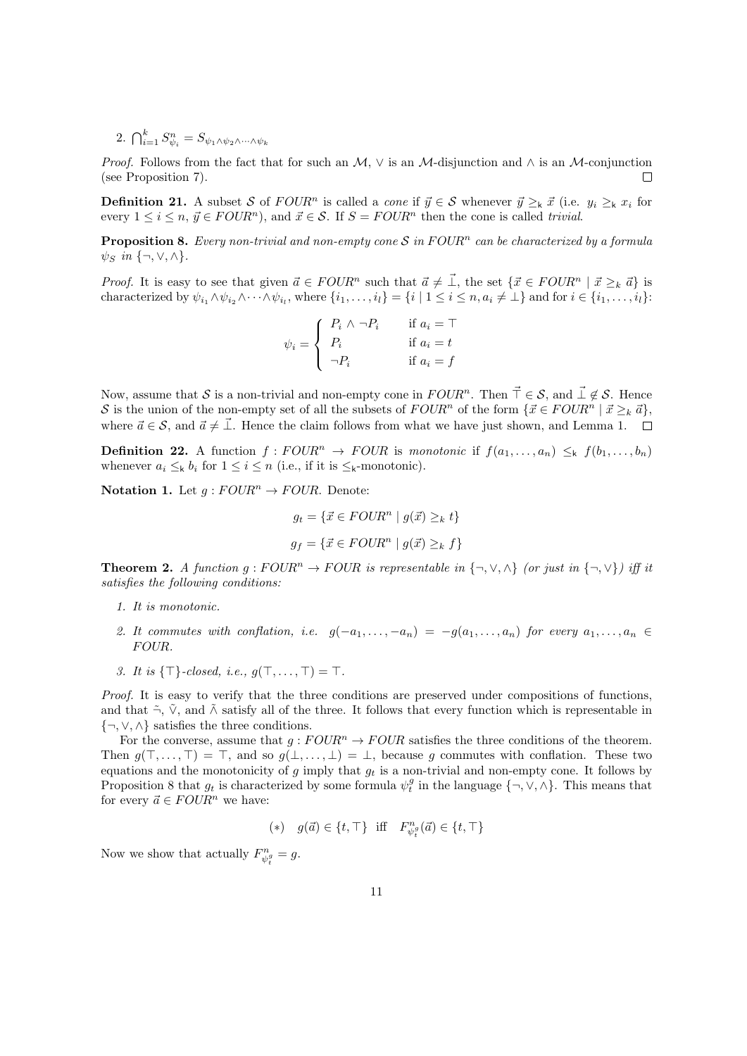2. $\bigcap_{i=1}^{k} S^n_{\psi_i} = S_{\psi_1 \wedge \psi_2 \wedge \cdots \wedge \psi_k}$

*Proof.* Follows from the fact that for such an $\mathcal{M}$, $\vee$ is an $\mathcal{M}$-disjunction and $\wedge$ is an $\mathcal{M}$-conjunction (see Proposition 7). $\square$

**Definition 21.** A subset $\mathcal{S}$ of $FOUR^n$ is called a *cone* if $\vec{y} \in \mathcal{S}$ whenever $\vec{y} \geq_{\mathsf{k}} \vec{x}$ (i.e. $y_i \geq_{\mathsf{k}} x_i$ for every $1 \leq i \leq n$, $\vec{y} \in FOUR^n$), and $\vec{x} \in \mathcal{S}$. If $S = FOUR^n$ then the cone is called *trivial*.

**Proposition 8.** *Every non-trivial and non-empty cone $\mathcal{S}$ in $FOUR^n$ can be characterized by a formula $\psi_S$ in $\{\neg, \vee, \wedge\}$.*

*Proof.* It is easy to see that given $\vec{a} \in FOUR^n$ such that $\vec{a} \neq \vec{\bot}$, the set $\{\vec{x} \in FOUR^n \mid \vec{x} \geq_k \vec{a}\}$ is characterized by $\psi_{i_1} \wedge \psi_{i_2} \wedge \cdots \wedge \psi_{i_l}$, where $\{i_1, \ldots, i_l\} = \{i \mid 1 \leq i \leq n, a_i \neq \bot\}$ and for $i \in \{i_1, \ldots, i_l\}$:

$$\psi_i = \begin{cases} P_i \wedge \neg P_i & \text{if } a_i = \top \\ P_i & \text{if } a_i = t \\ \neg P_i & \text{if } a_i = f \end{cases}$$

Now, assume that $\mathcal{S}$ is a non-trivial and non-empty cone in $FOUR^n$. Then $\vec{\top} \in \mathcal{S}$, and $\vec{\bot} \notin \mathcal{S}$. Hence $\mathcal{S}$ is the union of the non-empty set of all the subsets of $FOUR^n$ of the form $\{\vec{x} \in FOUR^n \mid \vec{x} \geq_k \vec{a}\}$, where $\vec{a} \in \mathcal{S}$, and $\vec{a} \neq \vec{\bot}$. Hence the claim follows from what we have just shown, and Lemma 1. $\square$

**Definition 22.** A function $f : FOUR^n \to FOUR$ is *monotonic* if $f(a_1, \ldots, a_n) \leq_{\mathsf{k}} f(b_1, \ldots, b_n)$ whenever $a_i \leq_{\mathsf{k}} b_i$ for $1 \leq i \leq n$ (i.e., if it is $\leq_{\mathsf{k}}$-monotonic).

**Notation 1.** Let $g : FOUR^n \to FOUR$. Denote:

$$g_t = \{\vec{x} \in FOUR^n \mid g(\vec{x}) \geq_k t\}$$

$$g_f = \{\vec{x} \in FOUR^n \mid g(\vec{x}) \geq_k f\}$$

**Theorem 2.** *A function $g : FOUR^n \to FOUR$ is representable in $\{\neg, \vee, \wedge\}$ (or just in $\{\neg, \vee\}$) iff it satisfies the following conditions:*

1. *It is monotonic.*
2. *It commutes with conflation, i.e. $g(-a_1, \ldots, -a_n) = -g(a_1, \ldots, a_n)$ for every $a_1, \ldots, a_n \in FOUR$.*
3. *It is $\{\top\}$-closed, i.e., $g(\top, \ldots, \top) = \top$.*

*Proof.* It is easy to verify that the three conditions are preserved under compositions of functions, and that $\tilde{\neg}$, $\tilde{\vee}$, and $\tilde{\wedge}$ satisfy all of the three. It follows that every function which is representable in $\{\neg, \vee, \wedge\}$ satisfies the three conditions.

For the converse, assume that $g : FOUR^n \to FOUR$ satisfies the three conditions of the theorem. Then $g(\top, \ldots, \top) = \top$, and so $g(\bot, \ldots, \bot) = \bot$, because $g$ commutes with conflation. These two equations and the monotonicity of $g$ imply that $g_t$ is a non-trivial and non-empty cone. It follows by Proposition 8 that $g_t$ is characterized by some formula $\psi^g_t$ in the language $\{\neg, \vee, \wedge\}$. This means that for every $\vec{a} \in FOUR^n$ we have:

$$(*) \quad g(\vec{a}) \in \{t, \top\} \text{ iff } F^n_{\psi^g_t}(\vec{a}) \in \{t, \top\}$$

Now we show that actually $F^n_{\psi^g_t} = g$.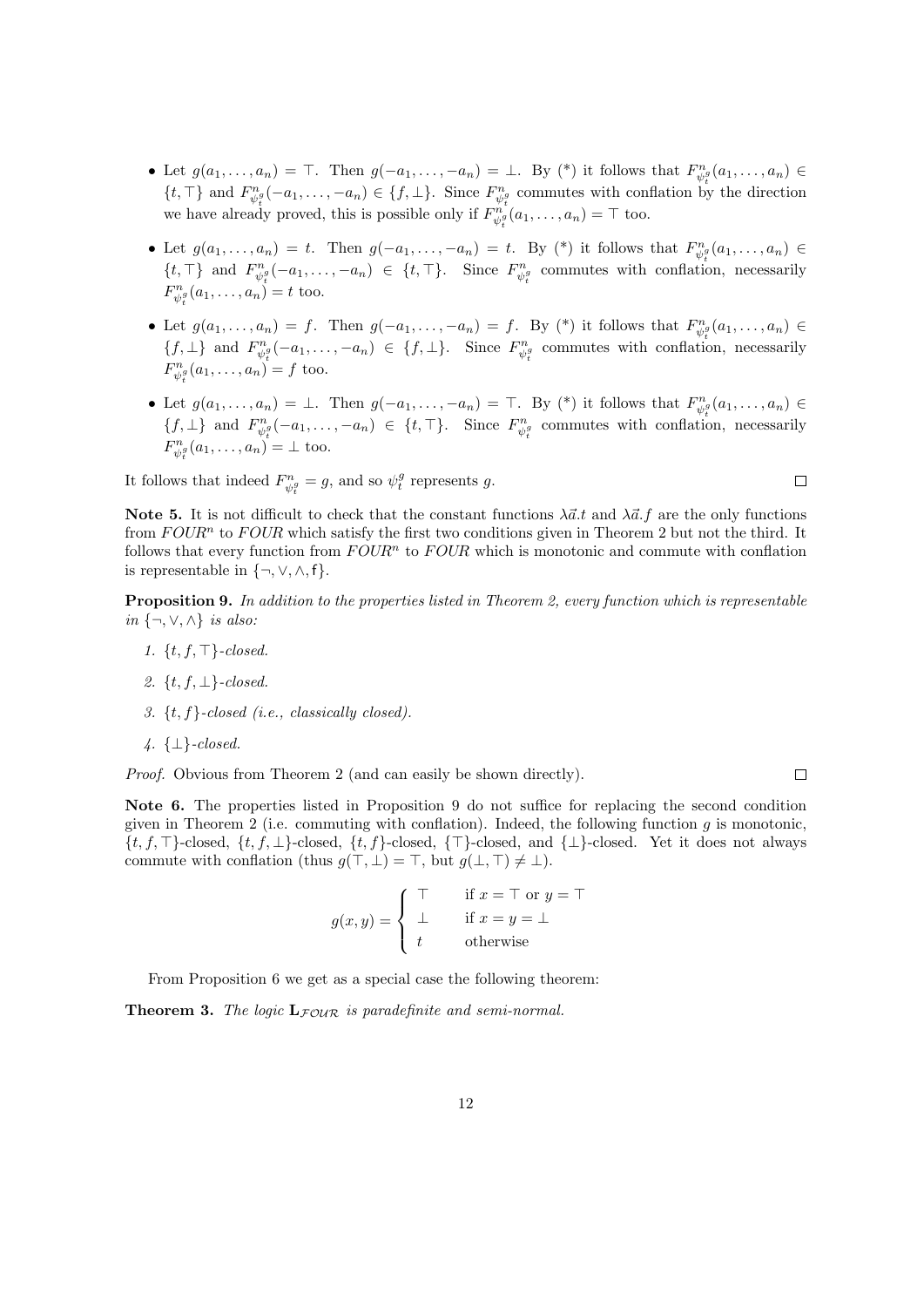- Let $g(a_1, \ldots, a_n) = \top$. Then $g(-a_1, \ldots, -a_n) = \bot$. By (*) it follows that $F^n_{\psi^g_t}(a_1, \ldots, a_n) \in \{t, \top\}$ and $F^n_{\psi^g_t}(-a_1, \ldots, -a_n) \in \{f, \bot\}$. Since $F^n_{\psi^g_t}$ commutes with conflation by the direction we have already proved, this is possible only if $F^n_{\psi^g_t}(a_1, \ldots, a_n) = \top$ too.
- Let $g(a_1, \ldots, a_n) = t$. Then $g(-a_1, \ldots, -a_n) = t$. By (*) it follows that $F^n_{\psi^g_t}(a_1, \ldots, a_n) \in \{t, \top\}$ and $F^n_{\psi^g_t}(-a_1, \ldots, -a_n) \in \{t, \top\}$. Since $F^n_{\psi^g_t}$ commutes with conflation, necessarily $F^n_{\psi^g_t}(a_1, \ldots, a_n) = t$ too.
- Let $g(a_1, \ldots, a_n) = f$. Then $g(-a_1, \ldots, -a_n) = f$. By (*) it follows that $F^n_{\psi^g_t}(a_1, \ldots, a_n) \in \{f, \bot\}$ and $F^n_{\psi^g_t}(-a_1, \ldots, -a_n) \in \{f, \bot\}$. Since $F^n_{\psi^g_t}$ commutes with conflation, necessarily $F^n_{\psi^g_t}(a_1, \ldots, a_n) = f$ too.
- Let $g(a_1, \ldots, a_n) = \bot$. Then $g(-a_1, \ldots, -a_n) = \top$. By (*) it follows that $F^n_{\psi^g_t}(a_1, \ldots, a_n) \in \{f, \bot\}$ and $F^n_{\psi^g_t}(-a_1, \ldots, -a_n) \in \{t, \top\}$. Since $F^n_{\psi^g_t}$ commutes with conflation, necessarily $F^n_{\psi^g_t}(a_1, \ldots, a_n) = \bot$ too.

It follows that indeed $F^n_{\psi^g_t} = g$, and so $\psi^g_t$ represents $g$. □

**Note 5.** It is not difficult to check that the constant functions $\lambda\vec{a}.t$ and $\lambda\vec{a}.f$ are the only functions from $FOUR^n$ to $FOUR$ which satisfy the first two conditions given in Theorem 2 but not the third. It follows that every function from $FOUR^n$ to $FOUR$ which is monotonic and commute with conflation is representable in $\{\neg, \vee, \wedge, \mathsf{f}\}$.

**Proposition 9.** *In addition to the properties listed in Theorem 2, every function which is representable in $\{\neg, \vee, \wedge\}$ is also:*

1. *$\{t, f, \top\}$-closed.*
2. *$\{t, f, \bot\}$-closed.*
3. *$\{t, f\}$-closed (i.e., classically closed).*
4. *$\{\bot\}$-closed.*

*Proof.* Obvious from Theorem 2 (and can easily be shown directly). □

**Note 6.** The properties listed in Proposition 9 do not suffice for replacing the second condition given in Theorem 2 (i.e. commuting with conflation). Indeed, the following function $g$ is monotonic, $\{t, f, \top\}$-closed, $\{t, f, \bot\}$-closed, $\{t, f\}$-closed, $\{\top\}$-closed, and $\{\bot\}$-closed. Yet it does not always commute with conflation (thus $g(\top, \bot) = \top$, but $g(\bot, \top) \neq \bot$).

$$g(x, y) = \begin{cases} \top & \text{if } x = \top \text{ or } y = \top \\ \bot & \text{if } x = y = \bot \\ t & \text{otherwise} \end{cases}$$

From Proposition 6 we get as a special case the following theorem:

**Theorem 3.** *The logic $\mathbf{L}_{\mathcal{FOUR}}$ is paradefinite and semi-normal.*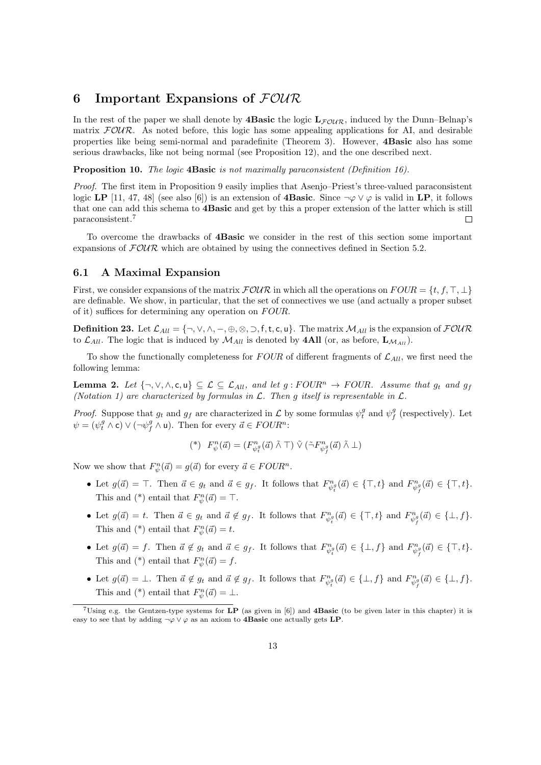# 6 Important Expansions of $\mathcal{FOUR}$

In the rest of the paper we shall denote by **4Basic** the logic $\mathbf{L}_{\mathcal{FOUR}}$, induced by the Dunn–Belnap's matrix $\mathcal{FOUR}$. As noted before, this logic has some appealing applications for AI, and desirable properties like being semi-normal and paradefinite (Theorem 3). However, **4Basic** also has some serious drawbacks, like not being normal (see Proposition 12), and the one described next.

**Proposition 10.** *The logic* **4Basic** *is not maximally paraconsistent (Definition 16).*

*Proof.* The first item in Proposition 9 easily implies that Asenjo–Priest's three-valued paraconsistent logic **LP** [11, 47, 48] (see also [6]) is an extension of **4Basic**. Since $\neg\varphi \vee \varphi$ is valid in **LP**, it follows that one can add this schema to **4Basic** and get by this a proper extension of the latter which is still paraconsistent.[7] ☐

To overcome the drawbacks of **4Basic** we consider in the rest of this section some important expansions of $\mathcal{FOUR}$ which are obtained by using the connectives defined in Section 5.2.

## 6.1 A Maximal Expansion

First, we consider expansions of the matrix $\mathcal{FOUR}$ in which all the operations on $FOUR = \{t, f, \top, \bot\}$ are definable. We show, in particular, that the set of connectives we use (and actually a proper subset of it) suffices for determining any operation on $FOUR$.

**Definition 23.** Let $\mathcal{L}_{All} = \{\neg, \vee, \wedge, -, \oplus, \otimes, \supset, \mathsf{f}, \mathsf{t}, \mathsf{c}, \mathsf{u}\}$. The matrix $\mathcal{M}_{All}$ is the expansion of $\mathcal{FOUR}$ to $\mathcal{L}_{All}$. The logic that is induced by $\mathcal{M}_{All}$ is denoted by **4All** (or, as before, $\mathbf{L}_{\mathcal{M}_{All}}$).

To show the functionally completeness for $FOUR$ of different fragments of $\mathcal{L}_{All}$, we first need the following lemma:

**Lemma 2.** *Let $\{\neg, \vee, \wedge, \mathsf{c}, \mathsf{u}\} \subseteq \mathcal{L} \subseteq \mathcal{L}_{All}$, and let $g : FOUR^n \to FOUR$. Assume that $g_t$ and $g_f$ (Notation 1) are characterized by formulas in $\mathcal{L}$. Then $g$ itself is representable in $\mathcal{L}$.*

*Proof.* Suppose that $g_t$ and $g_f$ are characterized in $\mathcal{L}$ by some formulas $\psi_t^g$ and $\psi_f^g$ (respectively). Let $\psi = (\psi_t^g \wedge \mathsf{c}) \vee (\neg\psi_f^g \wedge \mathsf{u})$. Then for every $\vec{a} \in FOUR^n$:

$$(*) \quad F_\psi^n(\vec{a}) = (F_{\psi_t^g}^n(\vec{a}) \,\tilde{\wedge}\, \top) \,\tilde{\vee}\, (\tilde{\neg} F_{\psi_f^g}^n(\vec{a}) \,\tilde{\wedge}\, \bot)$$

Now we show that $F_\psi^n(\vec{a}) = g(\vec{a})$ for every $\vec{a} \in FOUR^n$.

- Let $g(\vec{a}) = \top$. Then $\vec{a} \in g_t$ and $\vec{a} \in g_f$. It follows that $F_{\psi_t^g}^n(\vec{a}) \in \{\top, t\}$ and $F_{\psi_f^g}^n(\vec{a}) \in \{\top, t\}$. This and (*) entail that $F_\psi^n(\vec{a}) = \top$.
- Let $g(\vec{a}) = t$. Then $\vec{a} \in g_t$ and $\vec{a} \notin g_f$. It follows that $F_{\psi_t^g}^n(\vec{a}) \in \{\top, t\}$ and $F_{\psi_f^g}^n(\vec{a}) \in \{\bot, f\}$. This and (*) entail that $F_\psi^n(\vec{a}) = t$.
- Let $g(\vec{a}) = f$. Then $\vec{a} \notin g_t$ and $\vec{a} \in g_f$. It follows that $F_{\psi_t^g}^n(\vec{a}) \in \{\bot, f\}$ and $F_{\psi_f^g}^n(\vec{a}) \in \{\top, t\}$. This and (*) entail that $F_\psi^n(\vec{a}) = f$.
- Let $g(\vec{a}) = \bot$. Then $\vec{a} \notin g_t$ and $\vec{a} \notin g_f$. It follows that $F_{\psi_t^g}^n(\vec{a}) \in \{\bot, f\}$ and $F_{\psi_f^g}^n(\vec{a}) \in \{\bot, f\}$. This and (*) entail that $F_\psi^n(\vec{a}) = \bot$.

[7] Using e.g. the Gentzen-type systems for **LP** (as given in [6]) and **4Basic** (to be given later in this chapter) it is easy to see that by adding $\neg\varphi \vee \varphi$ as an axiom to **4Basic** one actually gets **LP**.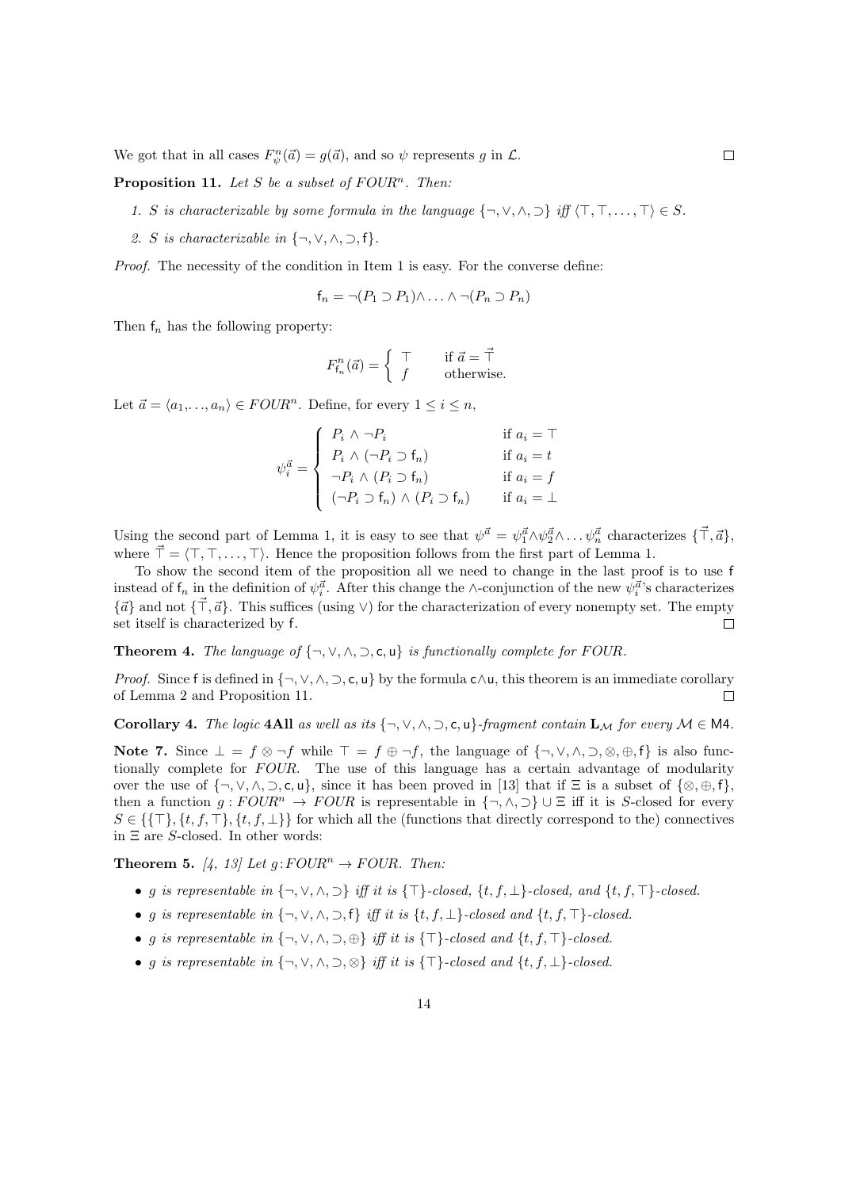We got that in all cases $F^n_\psi(\vec{a}) = g(\vec{a})$, and so $\psi$ represents $g$ in $\mathcal{L}$. ☐

**Proposition 11.** *Let $S$ be a subset of $FOUR^n$. Then:*

1. *$S$ is characterizable by some formula in the language $\{\neg, \vee, \wedge, \supset\}$ iff $\langle \top, \top, \ldots, \top \rangle \in S$.*
2. *$S$ is characterizable in $\{\neg, \vee, \wedge, \supset, \mathsf{f}\}$.*

*Proof.* The necessity of the condition in Item 1 is easy. For the converse define:

$$\mathsf{f}_n = \neg(P_1 \supset P_1) \wedge \ldots \wedge \neg(P_n \supset P_n)$$

Then $\mathsf{f}_n$ has the following property:

$$F^n_{\mathsf{f}_n}(\vec{a}) = \begin{cases} \top & \text{if } \vec{a} = \vec{\top} \\ f & \text{otherwise.} \end{cases}$$

Let $\vec{a} = \langle a_1, \ldots, a_n \rangle \in FOUR^n$. Define, for every $1 \leq i \leq n$,

$$\psi_i^{\vec{a}} = \begin{cases} P_i \wedge \neg P_i & \text{if } a_i = \top \\ P_i \wedge (\neg P_i \supset \mathsf{f}_n) & \text{if } a_i = t \\ \neg P_i \wedge (P_i \supset \mathsf{f}_n) & \text{if } a_i = f \\ (\neg P_i \supset \mathsf{f}_n) \wedge (P_i \supset \mathsf{f}_n) & \text{if } a_i = \bot \end{cases}$$

Using the second part of Lemma 1, it is easy to see that $\psi^{\vec{a}} = \psi_1^{\vec{a}} \wedge \psi_2^{\vec{a}} \wedge \ldots \psi_n^{\vec{a}}$ characterizes $\{\vec{\top}, \vec{a}\}$, where $\vec{\top} = \langle \top, \top, \ldots, \top \rangle$. Hence the proposition follows from the first part of Lemma 1.

To show the second item of the proposition all we need to change in the last proof is to use $\mathsf{f}$ instead of $\mathsf{f}_n$ in the definition of $\psi_i^{\vec{a}}$. After this change the $\wedge$-conjunction of the new $\psi_i^{\vec{a}}$'s characterizes $\{\vec{a}\}$ and not $\{\vec{\top}, \vec{a}\}$. This suffices (using $\vee$) for the characterization of every nonempty set. The empty set itself is characterized by $\mathsf{f}$. ☐

**Theorem 4.** *The language of $\{\neg, \vee, \wedge, \supset, \mathsf{c}, \mathsf{u}\}$ is functionally complete for FOUR.*

*Proof.* Since $\mathsf{f}$ is defined in $\{\neg, \vee, \wedge, \supset, \mathsf{c}, \mathsf{u}\}$ by the formula $\mathsf{c} \wedge \mathsf{u}$, this theorem is an immediate corollary of Lemma 2 and Proposition 11. ☐

**Corollary 4.** *The logic **4All** as well as its $\{\neg, \vee, \wedge, \supset, \mathsf{c}, \mathsf{u}\}$-fragment contain $\mathbf{L}_\mathcal{M}$ for every $\mathcal{M} \in \mathsf{M4}$.*

**Note 7.** Since $\bot = f \otimes \neg f$ while $\top = f \oplus \neg f$, the language of $\{\neg, \vee, \wedge, \supset, \otimes, \oplus, \mathsf{f}\}$ is also functionally complete for $FOUR$. The use of this language has a certain advantage of modularity over the use of $\{\neg, \vee, \wedge, \supset, \mathsf{c}, \mathsf{u}\}$, since it has been proved in [13] that if $\Xi$ is a subset of $\{\otimes, \oplus, \mathsf{f}\}$, then a function $g : FOUR^n \to FOUR$ is representable in $\{\neg, \wedge, \supset\} \cup \Xi$ iff it is $S$-closed for every $S \in \{\{\top\}, \{t, f, \top\}, \{t, f, \bot\}\}$ for which all the (functions that directly correspond to the) connectives in $\Xi$ are $S$-closed. In other words:

**Theorem 5.** *[4, 13] Let $g : FOUR^n \to FOUR$. Then:*

- *$g$ is representable in $\{\neg, \vee, \wedge, \supset\}$ iff it is $\{\top\}$-closed, $\{t, f, \bot\}$-closed, and $\{t, f, \top\}$-closed.*
- *$g$ is representable in $\{\neg, \vee, \wedge, \supset, \mathsf{f}\}$ iff it is $\{t, f, \bot\}$-closed and $\{t, f, \top\}$-closed.*
- *$g$ is representable in $\{\neg, \vee, \wedge, \supset, \oplus\}$ iff it is $\{\top\}$-closed and $\{t, f, \top\}$-closed.*
- *$g$ is representable in $\{\neg, \vee, \wedge, \supset, \otimes\}$ iff it is $\{\top\}$-closed and $\{t, f, \bot\}$-closed.*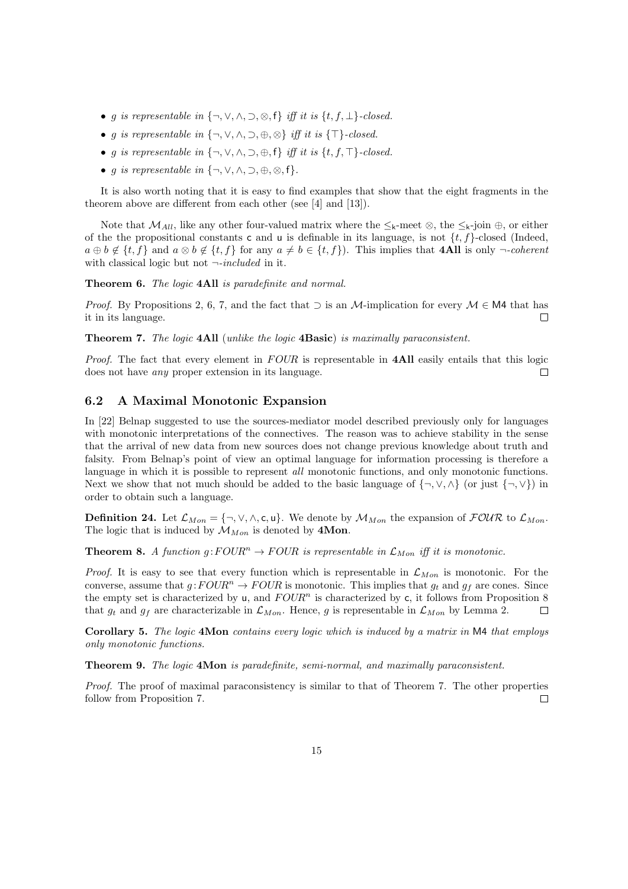- *g is representable in* $\{\neg, \vee, \wedge, \supset, \otimes, \mathsf{f}\}$ *iff it is* $\{t, f, \bot\}$*-closed.*
- *g is representable in* $\{\neg, \vee, \wedge, \supset, \oplus, \otimes\}$ *iff it is* $\{\top\}$*-closed.*
- *g is representable in* $\{\neg, \vee, \wedge, \supset, \oplus, \mathsf{f}\}$ *iff it is* $\{t, f, \top\}$*-closed.*
- *g is representable in* $\{\neg, \vee, \wedge, \supset, \oplus, \otimes, \mathsf{f}\}$.

It is also worth noting that it is easy to find examples that show that the eight fragments in the theorem above are different from each other (see [4] and [13]).

Note that $\mathcal{M}_{All}$, like any other four-valued matrix where the $\leq_{\mathsf{k}}$-meet $\otimes$, the $\leq_{\mathsf{k}}$-join $\oplus$, or either of the the propositional constants $\mathsf{c}$ and $\mathsf{u}$ is definable in its language, is not $\{t, f\}$-closed (Indeed, $a \oplus b \notin \{t, f\}$ and $a \otimes b \notin \{t, f\}$ for any $a \neq b \in \{t, f\}$). This implies that **4All** is only $\neg$*-coherent* with classical logic but not $\neg$*-included* in it.

**Theorem 6.** *The logic* **4All** *is paradefinite and normal.*

*Proof.* By Propositions 2, 6, 7, and the fact that $\supset$ is an $\mathcal{M}$-implication for every $\mathcal{M} \in \mathsf{M4}$ that has it in its language. $\square$

**Theorem 7.** *The logic* **4All** (*unlike the logic* **4Basic**) *is maximally paraconsistent.*

*Proof.* The fact that every element in $FOUR$ is representable in **4All** easily entails that this logic does not have *any* proper extension in its language. $\square$

## 6.2 A Maximal Monotonic Expansion

In [22] Belnap suggested to use the sources-mediator model described previously only for languages with monotonic interpretations of the connectives. The reason was to achieve stability in the sense that the arrival of new data from new sources does not change previous knowledge about truth and falsity. From Belnap's point of view an optimal language for information processing is therefore a language in which it is possible to represent *all* monotonic functions, and only monotonic functions. Next we show that not much should be added to the basic language of $\{\neg, \vee, \wedge\}$ (or just $\{\neg, \vee\}$) in order to obtain such a language.

**Definition 24.** Let $\mathcal{L}_{Mon} = \{\neg, \vee, \wedge, \mathsf{c}, \mathsf{u}\}$. We denote by $\mathcal{M}_{Mon}$ the expansion of $\mathcal{FOUR}$ to $\mathcal{L}_{Mon}$. The logic that is induced by $\mathcal{M}_{Mon}$ is denoted by **4Mon**.

**Theorem 8.** *A function* $g : FOUR^n \to FOUR$ *is representable in* $\mathcal{L}_{Mon}$ *iff it is monotonic.*

*Proof.* It is easy to see that every function which is representable in $\mathcal{L}_{Mon}$ is monotonic. For the converse, assume that $g : FOUR^n \to FOUR$ is monotonic. This implies that $g_t$ and $g_f$ are cones. Since the empty set is characterized by $\mathsf{u}$, and $FOUR^n$ is characterized by $\mathsf{c}$, it follows from Proposition 8 that $g_t$ and $g_f$ are characterizable in $\mathcal{L}_{Mon}$. Hence, $g$ is representable in $\mathcal{L}_{Mon}$ by Lemma 2. $\square$

**Corollary 5.** *The logic* **4Mon** *contains every logic which is induced by a matrix in* $\mathsf{M4}$ *that employs only monotonic functions.*

**Theorem 9.** *The logic* **4Mon** *is paradefinite, semi-normal, and maximally paraconsistent.*

*Proof.* The proof of maximal paraconsistency is similar to that of Theorem 7. The other properties follow from Proposition 7. $\square$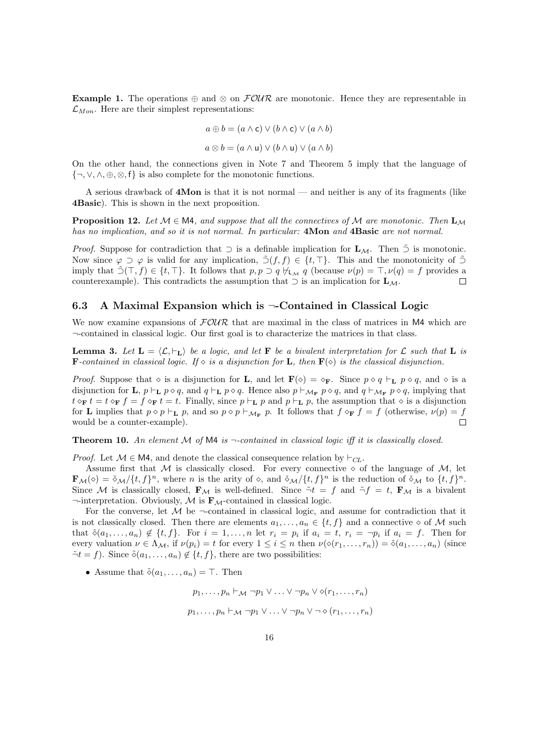**Example 1.** The operations $\oplus$ and $\otimes$ on $\mathcal{FOUR}$ are monotonic. Hence they are representable in $\mathcal{L}_{Mon}$. Here are their simplest representations:

$$a \oplus b = (a \wedge \mathsf{c}) \vee (b \wedge \mathsf{c}) \vee (a \wedge b)$$

$$a \otimes b = (a \wedge \mathsf{u}) \vee (b \wedge \mathsf{u}) \vee (a \wedge b)$$

On the other hand, the connections given in Note 7 and Theorem 5 imply that the language of $\{\neg, \vee, \wedge, \oplus, \otimes, \mathsf{f}\}$ is also complete for the monotonic functions.

A serious drawback of **4Mon** is that it is not normal — and neither is any of its fragments (like **4Basic**). This is shown in the next proposition.

**Proposition 12.** *Let $\mathcal{M} \in \mathsf{M4}$, and suppose that all the connectives of $\mathcal{M}$ are monotonic. Then $\mathbf{L}_{\mathcal{M}}$ has no implication, and so it is not normal. In particular:* **4Mon** *and* **4Basic** *are not normal.*

*Proof.* Suppose for contradiction that $\supset$ is a definable implication for $\mathbf{L}_{\mathcal{M}}$. Then $\tilde{\supset}$ is monotonic. Now since $\varphi \supset \varphi$ is valid for any implication, $\tilde{\supset}(f, f) \in \{t, \top\}$. This and the monotonicity of $\tilde{\supset}$ imply that $\tilde{\supset}(\top, f) \in \{t, \top\}$. It follows that $p, p \supset q \not\vdash_{\mathsf{L}_{\mathcal{M}}} q$ (because $\nu(p) = \top, \nu(q) = f$ provides a counterexample). This contradicts the assumption that $\supset$ is an implication for $\mathbf{L}_{\mathcal{M}}$. $\square$

### 6.3 A Maximal Expansion which is $\neg$-Contained in Classical Logic

We now examine expansions of $\mathcal{FOUR}$ that are maximal in the class of matrices in $\mathsf{M4}$ which are $\neg$-contained in classical logic. Our first goal is to characterize the matrices in that class.

**Lemma 3.** *Let $\mathbf{L} = \langle \mathcal{L}, \vdash_{\mathbf{L}} \rangle$ be a logic, and let $\mathbf{F}$ be a bivalent interpretation for $\mathcal{L}$ such that $\mathbf{L}$ is $\mathbf{F}$-contained in classical logic. If $\diamond$ is a disjunction for $\mathbf{L}$, then $\mathbf{F}(\diamond)$ is the classical disjunction.*

*Proof.* Suppose that $\diamond$ is a disjunction for $\mathbf{L}$, and let $\mathbf{F}(\diamond) = \diamond_{\mathbf{F}}$. Since $p \diamond q \vdash_{\mathbf{L}} p \diamond q$, and $\diamond$ is a disjunction for $\mathbf{L}$, $p \vdash_{\mathbf{L}} p \diamond q$, and $q \vdash_{\mathbf{L}} p \diamond q$. Hence also $p \vdash_{\mathcal{M}_{\mathbf{F}}} p \diamond q$, and $q \vdash_{\mathcal{M}_{\mathbf{F}}} p \diamond q$, implying that $t \diamond_{\mathbf{F}} t = t \diamond_{\mathbf{F}} f = f \diamond_{\mathbf{F}} t = t$. Finally, since $p \vdash_{\mathbf{L}} p$ and $p \vdash_{\mathbf{L}} p$, the assumption that $\diamond$ is a disjunction for $\mathbf{L}$ implies that $p \diamond p \vdash_{\mathbf{L}} p$, and so $p \diamond p \vdash_{\mathcal{M}_{\mathbf{F}}} p$. It follows that $f \diamond_{\mathbf{F}} f = f$ (otherwise, $\nu(p) = f$ would be a counter-example). $\square$

**Theorem 10.** *An element $\mathcal{M}$ of $\mathsf{M4}$ is $\neg$-contained in classical logic iff it is classically closed.*

*Proof.* Let $\mathcal{M} \in \mathsf{M4}$, and denote the classical consequence relation by $\vdash_{CL}$.

Assume first that $\mathcal{M}$ is classically closed. For every connective $\diamond$ of the language of $\mathcal{M}$, let $\mathbf{F}_{\mathcal{M}}(\diamond) = \tilde{\diamond}_{\mathcal{M}}/\{t, f\}^n$, where $n$ is the arity of $\diamond$, and $\tilde{\diamond}_{\mathcal{M}}/\{t, f\}^n$ is the reduction of $\tilde{\diamond}_{\mathcal{M}}$ to $\{t, f\}^n$. Since $\mathcal{M}$ is classically closed, $\mathbf{F}_{\mathcal{M}}$ is well-defined. Since $\tilde{\neg} t = f$ and $\tilde{\neg} f = t$, $\mathbf{F}_{\mathcal{M}}$ is a bivalent $\neg$-interpretation. Obviously, $\mathcal{M}$ is $\mathbf{F}_{\mathcal{M}}$-contained in classical logic.

For the converse, let $\mathcal{M}$ be $\neg$-contained in classical logic, and assume for contradiction that it is not classically closed. Then there are elements $a_1, \ldots, a_n \in \{t, f\}$ and a connective $\diamond$ of $\mathcal{M}$ such that $\tilde{\diamond}(a_1, \ldots, a_n) \notin \{t, f\}$. For $i = 1, \ldots, n$ let $r_i = p_i$ if $a_i = t$, $r_i = \neg p_i$ if $a_i = f$. Then for every valuation $\nu \in \Lambda_{\mathcal{M}}$, if $\nu(p_i) = t$ for every $1 \leq i \leq n$ then $\nu(\diamond(r_1, \ldots, r_n)) = \tilde{\diamond}(a_1, \ldots, a_n)$ (since $\tilde{\neg} t = f$). Since $\tilde{\diamond}(a_1, \ldots, a_n) \notin \{t, f\}$, there are two possibilities:

- Assume that $\tilde{\diamond}(a_1, \ldots, a_n) = \top$. Then

$$p_1, \ldots, p_n \vdash_{\mathcal{M}} \neg p_1 \vee \ldots \vee \neg p_n \vee \diamond(r_1, \ldots, r_n)$$

$$p_1, \ldots, p_n \vdash_{\mathcal{M}} \neg p_1 \vee \ldots \vee \neg p_n \vee \neg \diamond (r_1, \ldots, r_n)$$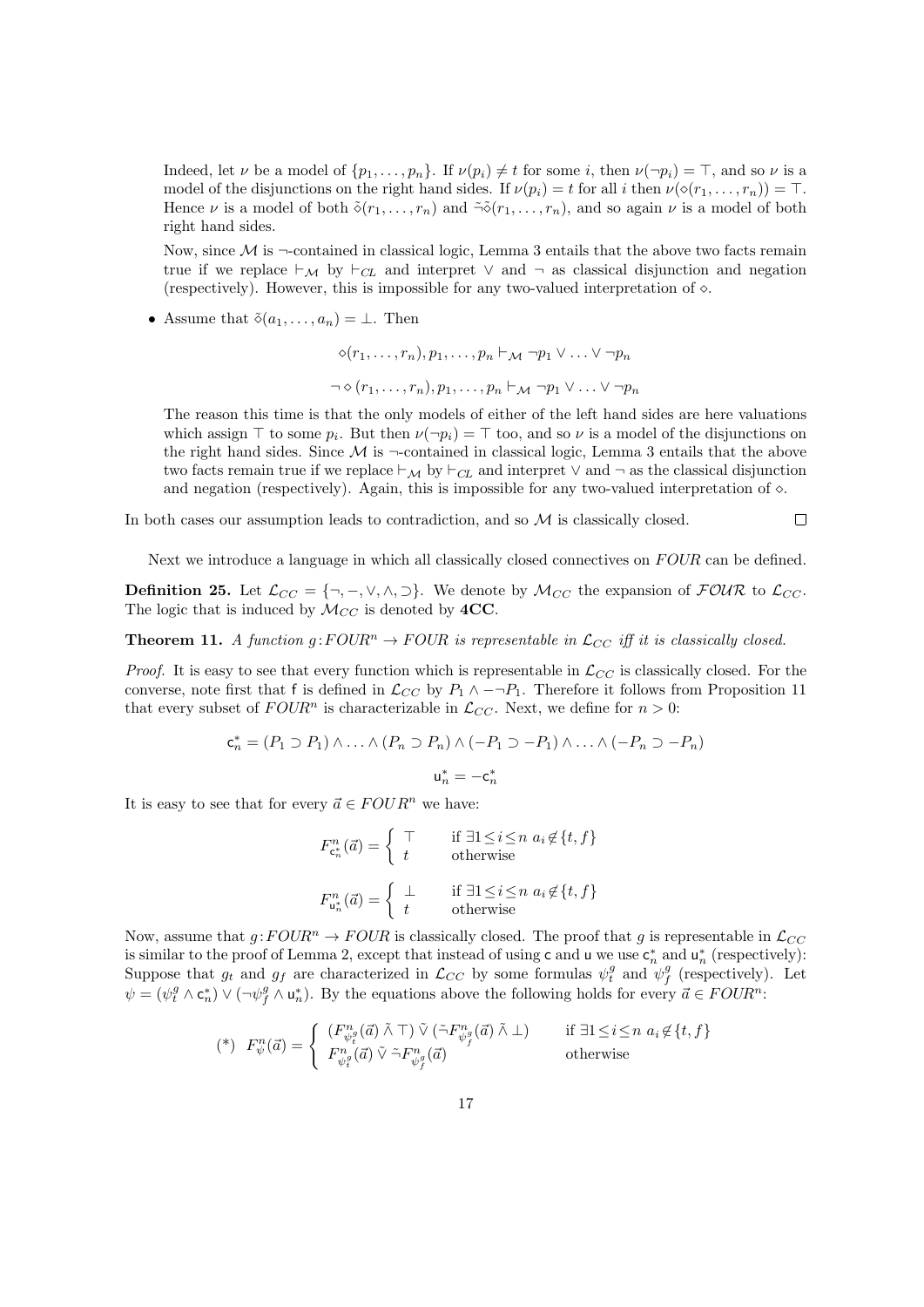Indeed, let $\nu$ be a model of $\{p_1, \ldots, p_n\}$. If $\nu(p_i) \neq t$ for some $i$, then $\nu(\neg p_i) = \top$, and so $\nu$ is a model of the disjunctions on the right hand sides. If $\nu(p_i) = t$ for all $i$ then $\nu(\diamond(r_1, \ldots, r_n)) = \top$. Hence $\nu$ is a model of both $\tilde{\diamond}(r_1, \ldots, r_n)$ and $\tilde{\neg}\tilde{\diamond}(r_1, \ldots, r_n)$, and so again $\nu$ is a model of both right hand sides.

Now, since $\mathcal{M}$ is $\neg$-contained in classical logic, Lemma 3 entails that the above two facts remain true if we replace $\vdash_{\mathcal{M}}$ by $\vdash_{CL}$ and interpret $\vee$ and $\neg$ as classical disjunction and negation (respectively). However, this is impossible for any two-valued interpretation of $\diamond$.

- Assume that $\tilde{\diamond}(a_1, \ldots, a_n) = \bot$. Then

$$\diamond(r_1, \ldots, r_n), p_1, \ldots, p_n \vdash_{\mathcal{M}} \neg p_1 \vee \ldots \vee \neg p_n$$

$$\neg \diamond (r_1, \ldots, r_n), p_1, \ldots, p_n \vdash_{\mathcal{M}} \neg p_1 \vee \ldots \vee \neg p_n$$

The reason this time is that the only models of either of the left hand sides are here valuations which assign $\top$ to some $p_i$. But then $\nu(\neg p_i) = \top$ too, and so $\nu$ is a model of the disjunctions on the right hand sides. Since $\mathcal{M}$ is $\neg$-contained in classical logic, Lemma 3 entails that the above two facts remain true if we replace $\vdash_{\mathcal{M}}$ by $\vdash_{CL}$ and interpret $\vee$ and $\neg$ as the classical disjunction and negation (respectively). Again, this is impossible for any two-valued interpretation of $\diamond$.

In both cases our assumption leads to contradiction, and so $\mathcal{M}$ is classically closed. □

Next we introduce a language in which all classically closed connectives on $FOUR$ can be defined.

**Definition 25.** Let $\mathcal{L}_{CC} = \{\neg, -, \vee, \wedge, \supset\}$. We denote by $\mathcal{M}_{CC}$ the expansion of $\mathcal{FOUR}$ to $\mathcal{L}_{CC}$. The logic that is induced by $\mathcal{M}_{CC}$ is denoted by **4CC**.

**Theorem 11.** *A function $g : FOUR^n \to FOUR$ is representable in $\mathcal{L}_{CC}$ iff it is classically closed.*

*Proof.* It is easy to see that every function which is representable in $\mathcal{L}_{CC}$ is classically closed. For the converse, note first that $\mathsf{f}$ is defined in $\mathcal{L}_{CC}$ by $P_1 \wedge -\neg P_1$. Therefore it follows from Proposition 11 that every subset of $FOUR^n$ is characterizable in $\mathcal{L}_{CC}$. Next, we define for $n > 0$:

$$\mathsf{c}_n^* = (P_1 \supset P_1) \wedge \ldots \wedge (P_n \supset P_n) \wedge (-P_1 \supset -P_1) \wedge \ldots \wedge (-P_n \supset -P_n)$$

$$\mathsf{u}_n^* = -\mathsf{c}_n^*$$

It is easy to see that for every $\vec{a} \in FOUR^n$ we have:

$$F^n_{\mathsf{c}_n^*}(\vec{a}) = \begin{cases} \top & \text{if } \exists 1 \leq i \leq n \ a_i \notin \{t, f\} \\ t & \text{otherwise} \end{cases}$$

$$F^n_{\mathsf{u}_n^*}(\vec{a}) = \begin{cases} \bot & \text{if } \exists 1 \leq i \leq n \ a_i \notin \{t, f\} \\ t & \text{otherwise} \end{cases}$$

Now, assume that $g : FOUR^n \to FOUR$ is classically closed. The proof that $g$ is representable in $\mathcal{L}_{CC}$ is similar to the proof of Lemma 2, except that instead of using $\mathsf{c}$ and $\mathsf{u}$ we use $\mathsf{c}_n^*$ and $\mathsf{u}_n^*$ (respectively): Suppose that $g_t$ and $g_f$ are characterized in $\mathcal{L}_{CC}$ by some formulas $\psi_t^g$ and $\psi_f^g$ (respectively). Let $\psi = (\psi_t^g \wedge \mathsf{c}_n^*) \vee (\neg\psi_f^g \wedge \mathsf{u}_n^*)$. By the equations above the following holds for every $\vec{a} \in FOUR^n$:

$$(*)\ \ F^n_{\psi}(\vec{a}) = \begin{cases} (F^n_{\psi_t^g}(\vec{a}) \mathbin{\tilde{\wedge}} \top) \mathbin{\tilde{\vee}} (\tilde{\neg} F^n_{\psi_f^g}(\vec{a}) \mathbin{\tilde{\wedge}} \bot) & \text{if } \exists 1 \leq i \leq n \ a_i \notin \{t, f\} \\ F^n_{\psi_t^g}(\vec{a}) \mathbin{\tilde{\vee}} \tilde{\neg} F^n_{\psi_f^g}(\vec{a}) & \text{otherwise} \end{cases}$$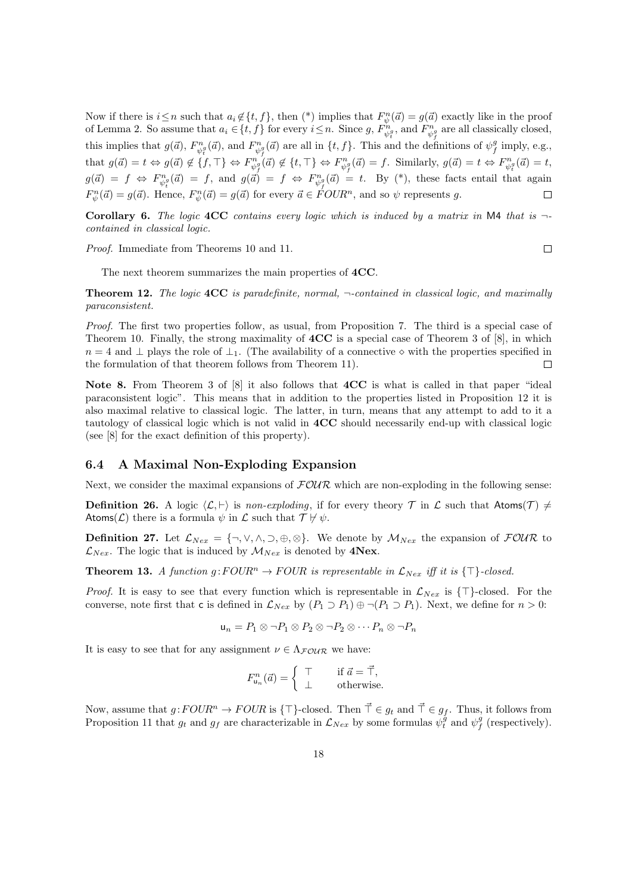Now if there is $i \leq n$ such that $a_i \notin \{t, f\}$, then (*) implies that $F^n_\psi(\vec{a}) = g(\vec{a})$ exactly like in the proof of Lemma 2. So assume that $a_i \in \{t, f\}$ for every $i \leq n$. Since $g$, $F^n_{\psi^g_t}$, and $F^n_{\psi^g_f}$ are all classically closed, this implies that $g(\vec{a})$, $F^n_{\psi^g_t}(\vec{a})$, and $F^n_{\psi^g_f}(\vec{a})$ are all in $\{t, f\}$. This and the definitions of $\psi^g_f$ imply, e.g., that $g(\vec{a}) = t \Leftrightarrow g(\vec{a}) \notin \{f, \top\} \Leftrightarrow F^n_{\psi^g_f}(\vec{a}) \notin \{t, \top\} \Leftrightarrow F^n_{\psi^g_f}(\vec{a}) = f$. Similarly, $g(\vec{a}) = t \Leftrightarrow F^n_{\psi^g_t}(\vec{a}) = t$, $g(\vec{a}) = f \Leftrightarrow F^n_{\psi^g_t}(\vec{a}) = f$, and $g(\vec{a}) = f \Leftrightarrow F^n_{\psi^g_f}(\vec{a}) = t$. By (*), these facts entail that again $F^n_\psi(\vec{a}) = g(\vec{a})$. Hence, $F^n_\psi(\vec{a}) = g(\vec{a})$ for every $\vec{a} \in FOUR^n$, and so $\psi$ represents $g$. □

**Corollary 6.** *The logic* **4CC** *contains every logic which is induced by a matrix in* $\mathsf{M4}$ *that is* $\neg$-*contained in classical logic.*

*Proof.* Immediate from Theorems 10 and 11. □

The next theorem summarizes the main properties of **4CC**.

**Theorem 12.** *The logic* **4CC** *is paradefinite, normal,* $\neg$-*contained in classical logic, and maximally paraconsistent.*

*Proof.* The first two properties follow, as usual, from Proposition 7. The third is a special case of Theorem 10. Finally, the strong maximality of **4CC** is a special case of Theorem 3 of [8], in which $n = 4$ and $\bot$ plays the role of $\bot_1$. (The availability of a connective $\diamond$ with the properties specified in the formulation of that theorem follows from Theorem 11). □

**Note 8.** From Theorem 3 of [8] it also follows that **4CC** is what is called in that paper "ideal paraconsistent logic". This means that in addition to the properties listed in Proposition 12 it is also maximal relative to classical logic. The latter, in turn, means that any attempt to add to it a tautology of classical logic which is not valid in **4CC** should necessarily end-up with classical logic (see [8] for the exact definition of this property).

### 6.4 A Maximal Non-Exploding Expansion

Next, we consider the maximal expansions of $\mathcal{FOUR}$ which are non-exploding in the following sense:

**Definition 26.** A logic $\langle \mathcal{L}, \vdash \rangle$ is *non-exploding*, if for every theory $\mathcal{T}$ in $\mathcal{L}$ such that $\mathsf{Atoms}(\mathcal{T}) \neq \mathsf{Atoms}(\mathcal{L})$ there is a formula $\psi$ in $\mathcal{L}$ such that $\mathcal{T} \nvdash \psi$.

**Definition 27.** Let $\mathcal{L}_{Nex} = \{\neg, \vee, \wedge, \supset, \oplus, \otimes\}$. We denote by $\mathcal{M}_{Nex}$ the expansion of $\mathcal{FOUR}$ to $\mathcal{L}_{Nex}$. The logic that is induced by $\mathcal{M}_{Nex}$ is denoted by **4Nex**.

**Theorem 13.** *A function* $g : FOUR^n \to FOUR$ *is representable in* $\mathcal{L}_{Nex}$ *iff it is* $\{\top\}$-*closed.*

*Proof.* It is easy to see that every function which is representable in $\mathcal{L}_{Nex}$ is $\{\top\}$-closed. For the converse, note first that $\mathsf{c}$ is defined in $\mathcal{L}_{Nex}$ by $(P_1 \supset P_1) \oplus \neg(P_1 \supset P_1)$. Next, we define for $n > 0$:

$$\mathsf{u}_n = P_1 \otimes \neg P_1 \otimes P_2 \otimes \neg P_2 \otimes \cdots P_n \otimes \neg P_n$$

It is easy to see that for any assignment $\nu \in \Lambda_{\mathcal{FOUR}}$ we have:

$$F^n_{\mathsf{u}_n}(\vec{a}) = \begin{cases} \top & \text{if } \vec{a} = \vec{\top}, \\ \bot & \text{otherwise.} \end{cases}$$

Now, assume that $g : FOUR^n \to FOUR$ is $\{\top\}$-closed. Then $\vec{\top} \in g_t$ and $\vec{\top} \in g_f$. Thus, it follows from Proposition 11 that $g_t$ and $g_f$ are characterizable in $\mathcal{L}_{Nex}$ by some formulas $\psi^g_t$ and $\psi^g_f$ (respectively).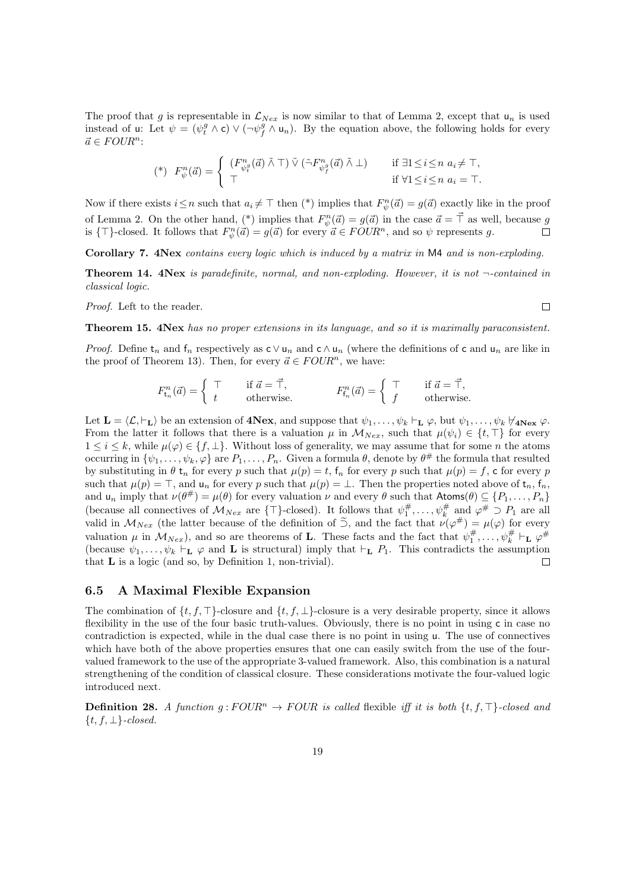The proof that $g$ is representable in $\mathcal{L}_{Nex}$ is now similar to that of Lemma 2, except that $\mathsf{u}_n$ is used instead of $\mathsf{u}$: Let $\psi = (\psi^g_t \wedge \mathsf{c}) \vee (\neg\psi^g_f \wedge \mathsf{u}_n)$. By the equation above, the following holds for every $\vec{a} \in FOUR^n$:

$$(*) \quad F^n_\psi(\vec{a}) = \begin{cases} (F^n_{\psi^g_t}(\vec{a}) \tilde{\wedge} \top) \tilde{\vee} (\tilde{\neg} F^n_{\psi^g_f}(\vec{a}) \tilde{\wedge} \bot) & \text{if } \exists 1 \leq i \leq n \;\; a_i \neq \top, \\ \top & \text{if } \forall 1 \leq i \leq n \;\; a_i = \top. \end{cases}$$

Now if there exists $i \leq n$ such that $a_i \neq \top$ then (\*) implies that $F^n_\psi(\vec{a}) = g(\vec{a})$ exactly like in the proof of Lemma 2. On the other hand, (\*) implies that $F^n_\psi(\vec{a}) = g(\vec{a})$ in the case $\vec{a} = \vec{\top}$ as well, because $g$ is $\{\top\}$-closed. It follows that $F^n_\psi(\vec{a}) = g(\vec{a})$ for every $\vec{a} \in FOUR^n$, and so $\psi$ represents $g$. □

**Corollary 7.** *$\mathbf{4Nex}$ contains every logic which is induced by a matrix in $\mathsf{M4}$ and is non-exploding.*

**Theorem 14.** *$\mathbf{4Nex}$ is paradefinite, normal, and non-exploding. However, it is not $\neg$-contained in classical logic.*

*Proof.* Left to the reader. □

**Theorem 15.** *$\mathbf{4Nex}$ has no proper extensions in its language, and so it is maximally paraconsistent.*

*Proof.* Define $\mathsf{t}_n$ and $\mathsf{f}_n$ respectively as $\mathsf{c} \vee \mathsf{u}_n$ and $\mathsf{c} \wedge \mathsf{u}_n$ (where the definitions of $\mathsf{c}$ and $\mathsf{u}_n$ are like in the proof of Theorem 13). Then, for every $\vec{a} \in FOUR^n$, we have:

$$F^n_{\mathsf{t}_n}(\vec{a}) = \begin{cases} \top & \text{if } \vec{a} = \vec{\top}, \\ t & \text{otherwise.} \end{cases} \qquad F^n_{\mathsf{f}_n}(\vec{a}) = \begin{cases} \top & \text{if } \vec{a} = \vec{\top}, \\ f & \text{otherwise.} \end{cases}$$

Let $\mathbf{L} = \langle \mathcal{L}, \vdash_\mathbf{L} \rangle$ be an extension of $\mathbf{4Nex}$, and suppose that $\psi_1, \ldots, \psi_k \vdash_\mathbf{L} \varphi$, but $\psi_1, \ldots, \psi_k \not\vdash_{\mathbf{4Nex}} \varphi$. From the latter it follows that there is a valuation $\mu$ in $\mathcal{M}_{Nex}$, such that $\mu(\psi_i) \in \{t, \top\}$ for every $1 \leq i \leq k$, while $\mu(\varphi) \in \{f, \bot\}$. Without loss of generality, we may assume that for some $n$ the atoms occurring in $\{\psi_1, \ldots, \psi_k, \varphi\}$ are $P_1, \ldots, P_n$. Given a formula $\theta$, denote by $\theta^\#$ the formula that resulted by substituting in $\theta$ $\mathsf{t}_n$ for every $p$ such that $\mu(p) = t$, $\mathsf{f}_n$ for every $p$ such that $\mu(p) = f$, $\mathsf{c}$ for every $p$ such that $\mu(p) = \top$, and $\mathsf{u}_n$ for every $p$ such that $\mu(p) = \bot$. Then the properties noted above of $\mathsf{t}_n$, $\mathsf{f}_n$, and $\mathsf{u}_n$ imply that $\nu(\theta^\#) = \mu(\theta)$ for every valuation $\nu$ and every $\theta$ such that $\mathsf{Atoms}(\theta) \subseteq \{P_1, \ldots, P_n\}$ (because all connectives of $\mathcal{M}_{Nex}$ are $\{\top\}$-closed). It follows that $\psi^\#_1, \ldots, \psi^\#_k$ and $\varphi^\# \supset P_1$ are all valid in $\mathcal{M}_{Nex}$ (the latter because of the definition of $\tilde{\supset}$, and the fact that $\nu(\varphi^\#) = \mu(\varphi)$ for every valuation $\mu$ in $\mathcal{M}_{Nex}$), and so are theorems of $\mathbf{L}$. These facts and the fact that $\psi^\#_1, \ldots, \psi^\#_k \vdash_\mathbf{L} \varphi^\#$ (because $\psi_1, \ldots, \psi_k \vdash_\mathbf{L} \varphi$ and $\mathbf{L}$ is structural) imply that $\vdash_\mathbf{L} P_1$. This contradicts the assumption that $\mathbf{L}$ is a logic (and so, by Definition 1, non-trivial). □

### 6.5 A Maximal Flexible Expansion

The combination of $\{t, f, \top\}$-closure and $\{t, f, \bot\}$-closure is a very desirable property, since it allows flexibility in the use of the four basic truth-values. Obviously, there is no point in using $\mathsf{c}$ in case no contradiction is expected, while in the dual case there is no point in using $\mathsf{u}$. The use of connectives which have both of the above properties ensures that one can easily switch from the use of the four-valued framework to the use of the appropriate 3-valued framework. Also, this combination is a natural strengthening of the condition of classical closure. These considerations motivate the four-valued logic introduced next.

**Definition 28.** *A function $g : FOUR^n \to FOUR$ is called* flexible *iff it is both $\{t, f, \top\}$-closed and $\{t, f, \bot\}$-closed.*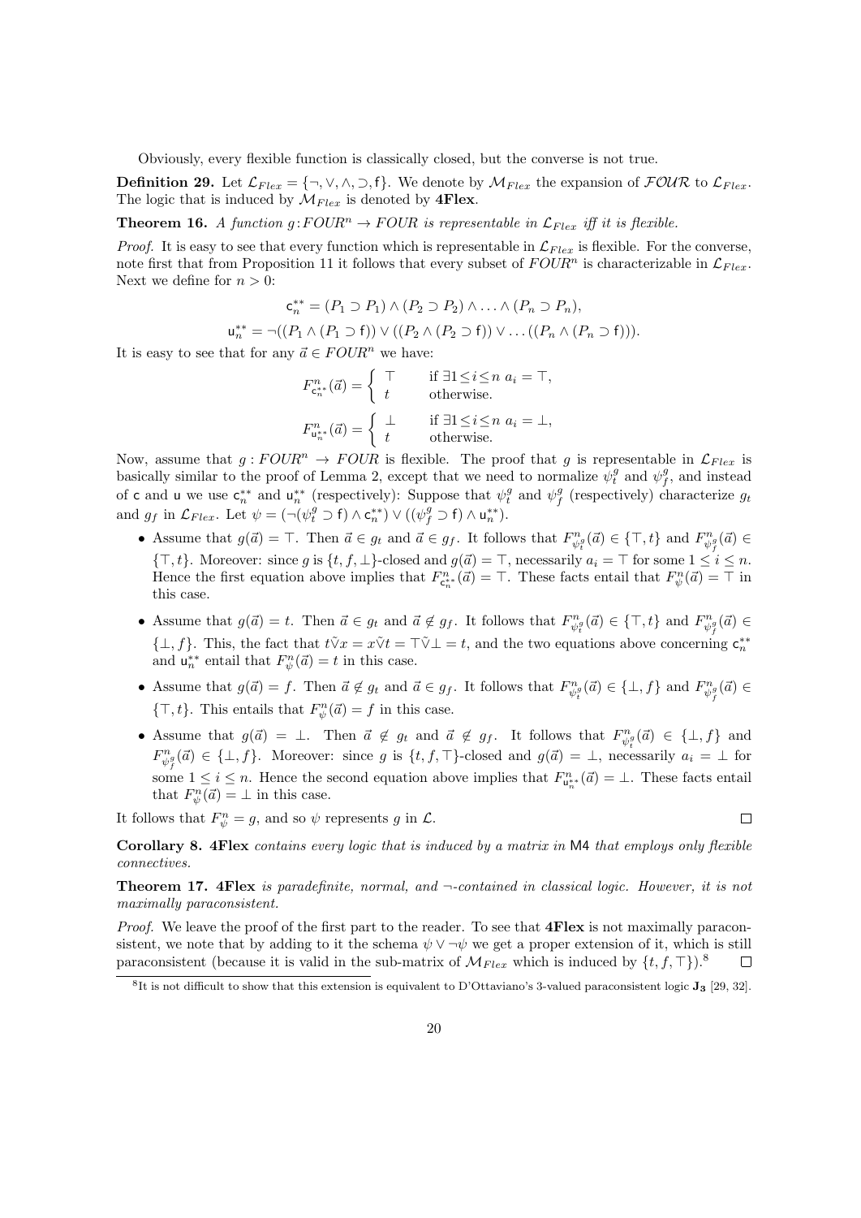Obviously, every flexible function is classically closed, but the converse is not true.

**Definition 29.** Let $\mathcal{L}_{Flex} = \{\neg, \vee, \wedge, \supset, \mathsf{f}\}$. We denote by $\mathcal{M}_{Flex}$ the expansion of $\mathcal{FOUR}$ to $\mathcal{L}_{Flex}$. The logic that is induced by $\mathcal{M}_{Flex}$ is denoted by **4Flex**.

**Theorem 16.** *A function $g : FOUR^n \to FOUR$ is representable in $\mathcal{L}_{Flex}$ iff it is flexible.*

*Proof.* It is easy to see that every function which is representable in $\mathcal{L}_{Flex}$ is flexible. For the converse, note first that from Proposition 11 it follows that every subset of $FOUR^n$ is characterizable in $\mathcal{L}_{Flex}$. Next we define for $n > 0$:

$$\mathsf{c}_n^{**} = (P_1 \supset P_1) \wedge (P_2 \supset P_2) \wedge \ldots \wedge (P_n \supset P_n),$$

$$\mathsf{u}_n^{**} = \neg((P_1 \wedge (P_1 \supset \mathsf{f})) \vee ((P_2 \wedge (P_2 \supset \mathsf{f})) \vee \ldots ((P_n \wedge (P_n \supset \mathsf{f}))).$$

It is easy to see that for any $\vec{a} \in FOUR^n$ we have:

$$F^n_{\mathsf{c}_n^{**}}(\vec{a}) = \begin{cases} \top & \text{if } \exists 1 \leq i \leq n \ a_i = \top, \\ t & \text{otherwise.} \end{cases}$$

$$F^n_{\mathsf{u}_n^{**}}(\vec{a}) = \begin{cases} \bot & \text{if } \exists 1 \leq i \leq n \ a_i = \bot, \\ t & \text{otherwise.} \end{cases}$$

Now, assume that $g : FOUR^n \to FOUR$ is flexible. The proof that $g$ is representable in $\mathcal{L}_{Flex}$ is basically similar to the proof of Lemma 2, except that we need to normalize $\psi_t^g$ and $\psi_f^g$, and instead of $\mathsf{c}$ and $\mathsf{u}$ we use $\mathsf{c}_n^{**}$ and $\mathsf{u}_n^{**}$ (respectively): Suppose that $\psi_t^g$ and $\psi_f^g$ (respectively) characterize $g_t$ and $g_f$ in $\mathcal{L}_{Flex}$. Let $\psi = (\neg(\psi_t^g \supset \mathsf{f}) \wedge \mathsf{c}_n^{**}) \vee ((\psi_f^g \supset \mathsf{f}) \wedge \mathsf{u}_n^{**})$.

- Assume that $g(\vec{a}) = \top$. Then $\vec{a} \in g_t$ and $\vec{a} \in g_f$. It follows that $F^n_{\psi_t^g}(\vec{a}) \in \{\top, t\}$ and $F^n_{\psi_f^g}(\vec{a}) \in \{\top, t\}$. Moreover: since $g$ is $\{t, f, \bot\}$-closed and $g(\vec{a}) = \top$, necessarily $a_i = \top$ for some $1 \leq i \leq n$. Hence the first equation above implies that $F^n_{\mathsf{c}_n^{**}}(\vec{a}) = \top$. These facts entail that $F^n_\psi(\vec{a}) = \top$ in this case.
- Assume that $g(\vec{a}) = t$. Then $\vec{a} \in g_t$ and $\vec{a} \notin g_f$. It follows that $F^n_{\psi_t^g}(\vec{a}) \in \{\top, t\}$ and $F^n_{\psi_f^g}(\vec{a}) \in \{\bot, f\}$. This, the fact that $t \tilde{\vee} x = x \tilde{\vee} t = \top \tilde{\vee} \bot = t$, and the two equations above concerning $\mathsf{c}_n^{**}$ and $\mathsf{u}_n^{**}$ entail that $F^n_\psi(\vec{a}) = t$ in this case.
- Assume that $g(\vec{a}) = f$. Then $\vec{a} \notin g_t$ and $\vec{a} \in g_f$. It follows that $F^n_{\psi_t^g}(\vec{a}) \in \{\bot, f\}$ and $F^n_{\psi_f^g}(\vec{a}) \in \{\top, t\}$. This entails that $F^n_\psi(\vec{a}) = f$ in this case.
- Assume that $g(\vec{a}) = \bot$. Then $\vec{a} \notin g_t$ and $\vec{a} \notin g_f$. It follows that $F^n_{\psi_t^g}(\vec{a}) \in \{\bot, f\}$ and $F^n_{\psi_f^g}(\vec{a}) \in \{\bot, f\}$. Moreover: since $g$ is $\{t, f, \top\}$-closed and $g(\vec{a}) = \bot$, necessarily $a_i = \bot$ for some $1 \leq i \leq n$. Hence the second equation above implies that $F^n_{\mathsf{u}_n^{**}}(\vec{a}) = \bot$. These facts entail that $F^n_\psi(\vec{a}) = \bot$ in this case.

It follows that $F^n_\psi = g$, and so $\psi$ represents $g$ in $\mathcal{L}$. $\square$

**Corollary 8.** **4Flex** *contains every logic that is induced by a matrix in* $\mathsf{M4}$ *that employs only flexible connectives.*

**Theorem 17.** **4Flex** *is paradefinite, normal, and* $\neg$*-contained in classical logic. However, it is not maximally paraconsistent.*

*Proof.* We leave the proof of the first part to the reader. To see that **4Flex** is not maximally paraconsistent, we note that by adding to it the schema $\psi \vee \neg\psi$ we get a proper extension of it, which is still paraconsistent (because it is valid in the sub-matrix of $\mathcal{M}_{Flex}$ which is induced by $\{t, f, \top\}$).[8] $\square$

[8] It is not difficult to show that this extension is equivalent to D'Ottaviano's 3-valued paraconsistent logic $\mathbf{J_3}$ [29, 32].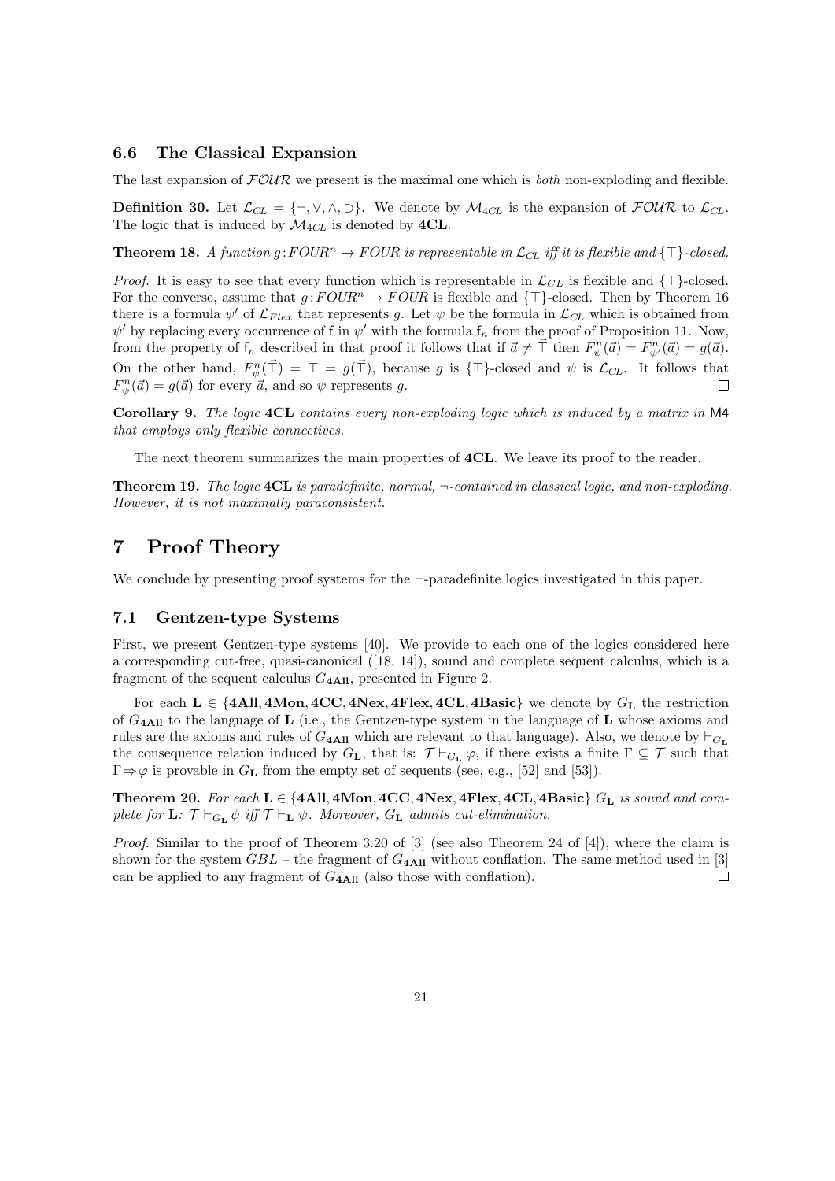### 6.6 The Classical Expansion

The last expansion of $\mathcal{FOUR}$ we present is the maximal one which is *both* non-exploding and flexible.

**Definition 30.** Let $\mathcal{L}_{CL} = \{\neg, \vee, \wedge, \supset\}$. We denote by $\mathcal{M}_{4CL}$ is the expansion of $\mathcal{FOUR}$ to $\mathcal{L}_{CL}$. The logic that is induced by $\mathcal{M}_{4CL}$ is denoted by **4CL**.

**Theorem 18.** *A function $g\colon FOUR^n \to FOUR$ is representable in $\mathcal{L}_{CL}$ iff it is flexible and $\{\top\}$-closed.*

*Proof.* It is easy to see that every function which is representable in $\mathcal{L}_{CL}$ is flexible and $\{\top\}$-closed. For the converse, assume that $g\colon FOUR^n \to FOUR$ is flexible and $\{\top\}$-closed. Then by Theorem 16 there is a formula $\psi'$ of $\mathcal{L}_{Flex}$ that represents $g$. Let $\psi$ be the formula in $\mathcal{L}_{CL}$ which is obtained from $\psi'$ by replacing every occurrence of $\mathsf{f}$ in $\psi'$ with the formula $\mathsf{f}_n$ from the proof of Proposition 11. Now, from the property of $\mathsf{f}_n$ described in that proof it follows that if $\vec{a} \neq \vec{\top}$ then $F^n_\psi(\vec{a}) = F^n_{\psi'}(\vec{a}) = g(\vec{a})$. On the other hand, $F^n_\psi(\vec{\top}) = \top = g(\vec{\top})$, because $g$ is $\{\top\}$-closed and $\psi$ is $\mathcal{L}_{CL}$. It follows that $F^n_\psi(\vec{a}) = g(\vec{a})$ for every $\vec{a}$, and so $\psi$ represents $g$. ☐

**Corollary 9.** *The logic **4CL** contains every non-exploding logic which is induced by a matrix in* $\mathsf{M4}$ *that employs only flexible connectives.*

The next theorem summarizes the main properties of **4CL**. We leave its proof to the reader.

**Theorem 19.** *The logic **4CL** is paradefinite, normal, $\neg$-contained in classical logic, and non-exploding. However, it is not maximally paraconsistent.*

# 7 Proof Theory

We conclude by presenting proof systems for the $\neg$-paradefinite logics investigated in this paper.

### 7.1 Gentzen-type Systems

First, we present Gentzen-type systems [40]. We provide to each one of the logics considered here a corresponding cut-free, quasi-canonical ([18, 14]), sound and complete sequent calculus, which is a fragment of the sequent calculus $G_{\mathbf{4All}}$, presented in Figure 2.

For each $\mathbf{L} \in \{\mathbf{4All}, \mathbf{4Mon}, \mathbf{4CC}, \mathbf{4Nex}, \mathbf{4Flex}, \mathbf{4CL}, \mathbf{4Basic}\}$ we denote by $G_\mathbf{L}$ the restriction of $G_{\mathbf{4All}}$ to the language of $\mathbf{L}$ (i.e., the Gentzen-type system in the language of $\mathbf{L}$ whose axioms and rules are the axioms and rules of $G_{\mathbf{4All}}$ which are relevant to that language). Also, we denote by $\vdash_{G_\mathbf{L}}$ the consequence relation induced by $G_\mathbf{L}$, that is: $\mathcal{T} \vdash_{G_\mathbf{L}} \varphi$, if there exists a finite $\Gamma \subseteq \mathcal{T}$ such that $\Gamma \Rightarrow \varphi$ is provable in $G_\mathbf{L}$ from the empty set of sequents (see, e.g., [52] and [53]).

**Theorem 20.** *For each $\mathbf{L} \in \{\mathbf{4All}, \mathbf{4Mon}, \mathbf{4CC}, \mathbf{4Nex}, \mathbf{4Flex}, \mathbf{4CL}, \mathbf{4Basic}\}$ $G_\mathbf{L}$ is sound and complete for $\mathbf{L}$: $\mathcal{T} \vdash_{G_\mathbf{L}} \psi$ iff $\mathcal{T} \vdash_\mathbf{L} \psi$. Moreover, $G_\mathbf{L}$ admits cut-elimination.*

*Proof.* Similar to the proof of Theorem 3.20 of [3] (see also Theorem 24 of [4]), where the claim is shown for the system $GBL$ – the fragment of $G_{\mathbf{4All}}$ without conflation. The same method used in [3] can be applied to any fragment of $G_{\mathbf{4All}}$ (also those with conflation). ☐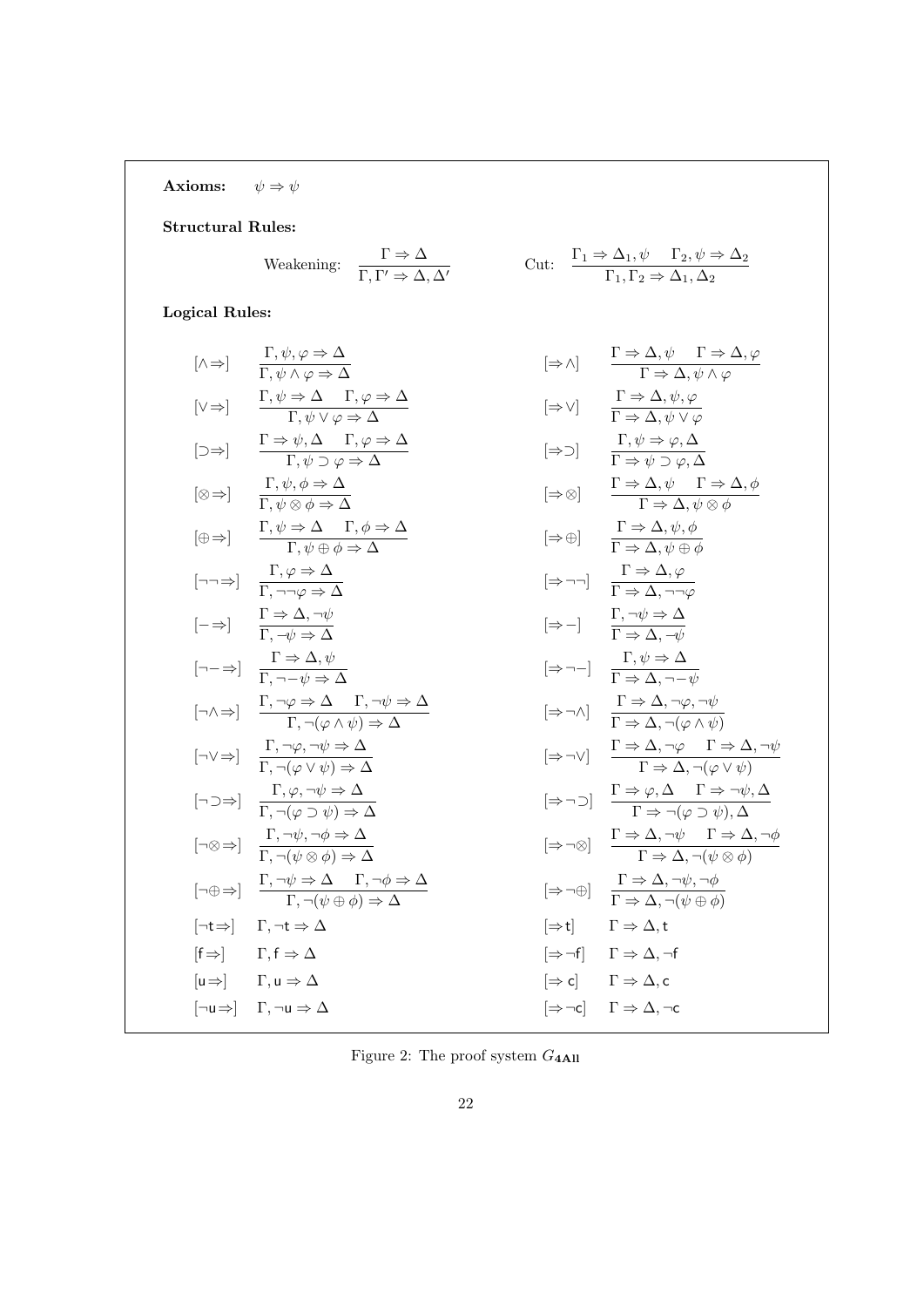**Axioms:** $\psi \Rightarrow \psi$

**Structural Rules:**

Weakening: $\dfrac{\Gamma \Rightarrow \Delta}{\Gamma, \Gamma' \Rightarrow \Delta, \Delta'}$

Cut: $\dfrac{\Gamma_1 \Rightarrow \Delta_1, \psi \quad \Gamma_2, \psi \Rightarrow \Delta_2}{\Gamma_1, \Gamma_2 \Rightarrow \Delta_1, \Delta_2}$

**Logical Rules:**

| | | | |
|---|---|---|---|
| $[\wedge\Rightarrow]$ | $\dfrac{\Gamma, \psi, \varphi \Rightarrow \Delta}{\Gamma, \psi \wedge \varphi \Rightarrow \Delta}$ | $[\Rightarrow\wedge]$ | $\dfrac{\Gamma \Rightarrow \Delta, \psi \quad \Gamma \Rightarrow \Delta, \varphi}{\Gamma \Rightarrow \Delta, \psi \wedge \varphi}$ |
| $[\vee\Rightarrow]$ | $\dfrac{\Gamma, \psi \Rightarrow \Delta \quad \Gamma, \varphi \Rightarrow \Delta}{\Gamma, \psi \vee \varphi \Rightarrow \Delta}$ | $[\Rightarrow\vee]$ | $\dfrac{\Gamma \Rightarrow \Delta, \psi, \varphi}{\Gamma \Rightarrow \Delta, \psi \vee \varphi}$ |
| $[\supset\Rightarrow]$ | $\dfrac{\Gamma \Rightarrow \psi, \Delta \quad \Gamma, \varphi \Rightarrow \Delta}{\Gamma, \psi \supset \varphi \Rightarrow \Delta}$ | $[\Rightarrow\supset]$ | $\dfrac{\Gamma, \psi \Rightarrow \varphi, \Delta}{\Gamma \Rightarrow \psi \supset \varphi, \Delta}$ |
| $[\otimes\Rightarrow]$ | $\dfrac{\Gamma, \psi, \phi \Rightarrow \Delta}{\Gamma, \psi \otimes \phi \Rightarrow \Delta}$ | $[\Rightarrow\otimes]$ | $\dfrac{\Gamma \Rightarrow \Delta, \psi \quad \Gamma \Rightarrow \Delta, \phi}{\Gamma \Rightarrow \Delta, \psi \otimes \phi}$ |
| $[\oplus\Rightarrow]$ | $\dfrac{\Gamma, \psi \Rightarrow \Delta \quad \Gamma, \phi \Rightarrow \Delta}{\Gamma, \psi \oplus \phi \Rightarrow \Delta}$ | $[\Rightarrow\oplus]$ | $\dfrac{\Gamma \Rightarrow \Delta, \psi, \phi}{\Gamma \Rightarrow \Delta, \psi \oplus \phi}$ |
| $[\neg\neg\Rightarrow]$ | $\dfrac{\Gamma, \varphi \Rightarrow \Delta}{\Gamma, \neg\neg\varphi \Rightarrow \Delta}$ | $[\Rightarrow\neg\neg]$ | $\dfrac{\Gamma \Rightarrow \Delta, \varphi}{\Gamma \Rightarrow \Delta, \neg\neg\varphi}$ |
| $[-\Rightarrow]$ | $\dfrac{\Gamma \Rightarrow \Delta, \neg\psi}{\Gamma, -\psi \Rightarrow \Delta}$ | $[\Rightarrow-]$ | $\dfrac{\Gamma, \neg\psi \Rightarrow \Delta}{\Gamma \Rightarrow \Delta, -\psi}$ |
| $[\neg-\Rightarrow]$ | $\dfrac{\Gamma \Rightarrow \Delta, \psi}{\Gamma, \neg-\psi \Rightarrow \Delta}$ | $[\Rightarrow\neg-]$ | $\dfrac{\Gamma, \psi \Rightarrow \Delta}{\Gamma \Rightarrow \Delta, \neg-\psi}$ |
| $[\neg\wedge\Rightarrow]$ | $\dfrac{\Gamma, \neg\varphi \Rightarrow \Delta \quad \Gamma, \neg\psi \Rightarrow \Delta}{\Gamma, \neg(\varphi \wedge \psi) \Rightarrow \Delta}$ | $[\Rightarrow\neg\wedge]$ | $\dfrac{\Gamma \Rightarrow \Delta, \neg\varphi, \neg\psi}{\Gamma \Rightarrow \Delta, \neg(\varphi \wedge \psi)}$ |
| $[\neg\vee\Rightarrow]$ | $\dfrac{\Gamma, \neg\varphi, \neg\psi \Rightarrow \Delta}{\Gamma, \neg(\varphi \vee \psi) \Rightarrow \Delta}$ | $[\Rightarrow\neg\vee]$ | $\dfrac{\Gamma \Rightarrow \Delta, \neg\varphi \quad \Gamma \Rightarrow \Delta, \neg\psi}{\Gamma \Rightarrow \Delta, \neg(\varphi \vee \psi)}$ |
| $[\neg\supset\Rightarrow]$ | $\dfrac{\Gamma, \varphi, \neg\psi \Rightarrow \Delta}{\Gamma, \neg(\varphi \supset \psi) \Rightarrow \Delta}$ | $[\Rightarrow\neg\supset]$ | $\dfrac{\Gamma \Rightarrow \varphi, \Delta \quad \Gamma \Rightarrow \neg\psi, \Delta}{\Gamma \Rightarrow \neg(\varphi \supset \psi), \Delta}$ |
| $[\neg\otimes\Rightarrow]$ | $\dfrac{\Gamma, \neg\psi, \neg\phi \Rightarrow \Delta}{\Gamma, \neg(\psi \otimes \phi) \Rightarrow \Delta}$ | $[\Rightarrow\neg\otimes]$ | $\dfrac{\Gamma \Rightarrow \Delta, \neg\psi \quad \Gamma \Rightarrow \Delta, \neg\phi}{\Gamma \Rightarrow \Delta, \neg(\psi \otimes \phi)}$ |
| $[\neg\oplus\Rightarrow]$ | $\dfrac{\Gamma, \neg\psi \Rightarrow \Delta \quad \Gamma, \neg\phi \Rightarrow \Delta}{\Gamma, \neg(\psi \oplus \phi) \Rightarrow \Delta}$ | $[\Rightarrow\neg\oplus]$ | $\dfrac{\Gamma \Rightarrow \Delta, \neg\psi, \neg\phi}{\Gamma \Rightarrow \Delta, \neg(\psi \oplus \phi)}$ |
| $[\neg\mathsf{t}\Rightarrow]$ | $\Gamma, \neg\mathsf{t} \Rightarrow \Delta$ | $[\Rightarrow\mathsf{t}]$ | $\Gamma \Rightarrow \Delta, \mathsf{t}$ |
| $[\mathsf{f}\Rightarrow]$ | $\Gamma, \mathsf{f} \Rightarrow \Delta$ | $[\Rightarrow\neg\mathsf{f}]$ | $\Gamma \Rightarrow \Delta, \neg\mathsf{f}$ |
| $[\mathsf{u}\Rightarrow]$ | $\Gamma, \mathsf{u} \Rightarrow \Delta$ | $[\Rightarrow\mathsf{c}]$ | $\Gamma \Rightarrow \Delta, \mathsf{c}$ |
| $[\neg\mathsf{u}\Rightarrow]$ | $\Gamma, \neg\mathsf{u} \Rightarrow \Delta$ | $[\Rightarrow\neg\mathsf{c}]$ | $\Gamma \Rightarrow \Delta, \neg\mathsf{c}$ |

Figure 2: The proof system $G_{\mathbf{4All}}$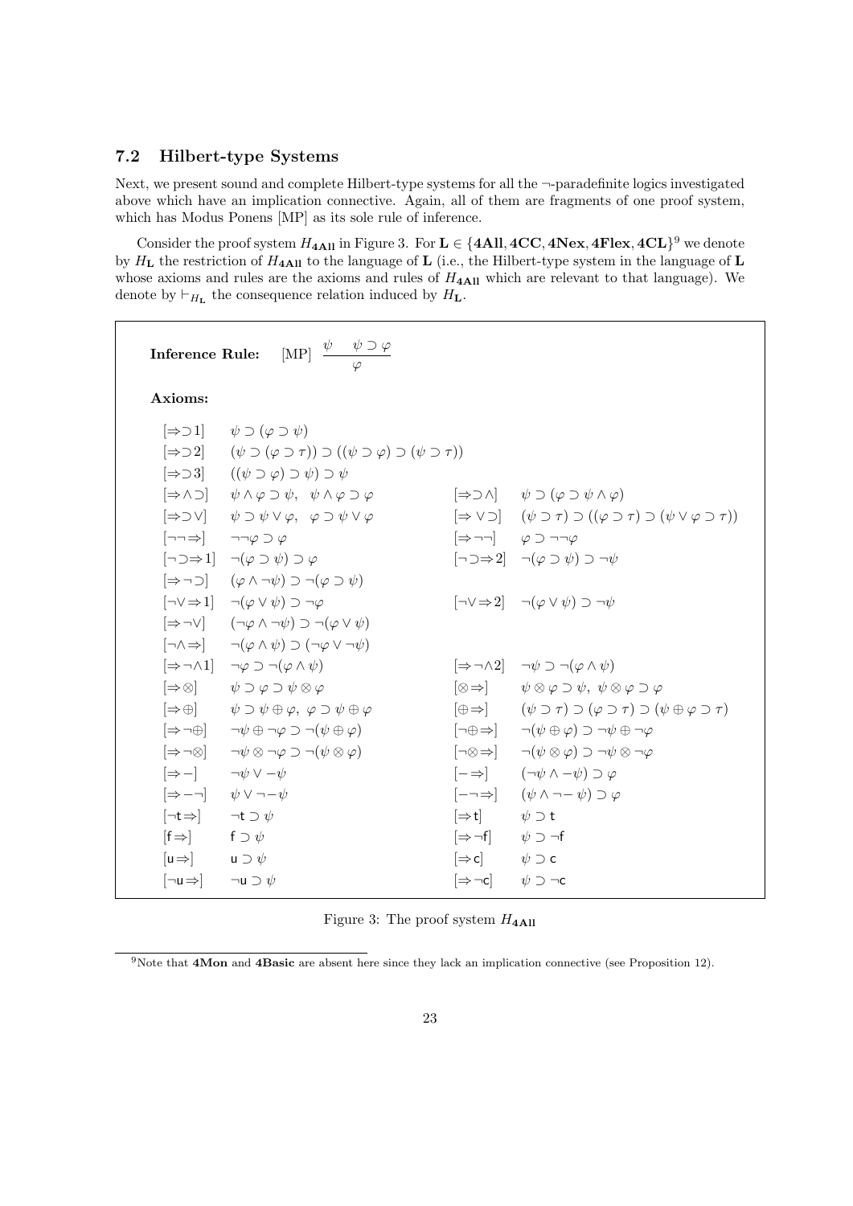### 7.2 Hilbert-type Systems

Next, we present sound and complete Hilbert-type systems for all the $\neg$-paradefinite logics investigated above which have an implication connective. Again, all of them are fragments of one proof system, which has Modus Ponens [MP] as its sole rule of inference.

Consider the proof system $H_{\mathbf{4All}}$ in Figure 3. For $\mathbf{L} \in \{\mathbf{4All}, \mathbf{4CC}, \mathbf{4Nex}, \mathbf{4Flex}, \mathbf{4CL}\}$[9] we denote by $H_{\mathbf{L}}$ the restriction of $H_{\mathbf{4All}}$ to the language of $\mathbf{L}$ (i.e., the Hilbert-type system in the language of $\mathbf{L}$ whose axioms and rules are the axioms and rules of $H_{\mathbf{4All}}$ which are relevant to that language). We denote by $\vdash_{H_{\mathbf{L}}}$ the consequence relation induced by $H_{\mathbf{L}}$.

**Inference Rule:** [MP] $\dfrac{\psi \quad \psi \supset \varphi}{\varphi}$

**Axioms:**

| | | | |
|---|---|---|---|
| $[\Rightarrow\supset 1]$ | $\psi \supset (\varphi \supset \psi)$ | | |
| $[\Rightarrow\supset 2]$ | $(\psi \supset (\varphi \supset \tau)) \supset ((\psi \supset \varphi) \supset (\psi \supset \tau))$ | | |
| $[\Rightarrow\supset 3]$ | $((\psi \supset \varphi) \supset \psi) \supset \psi$ | | |
| $[\Rightarrow\wedge\supset]$ | $\psi \wedge \varphi \supset \psi, \ \ \psi \wedge \varphi \supset \varphi$ | $[\Rightarrow\supset\wedge]$ | $\psi \supset (\varphi \supset \psi \wedge \varphi)$ |
| $[\Rightarrow\supset\vee]$ | $\psi \supset \psi \vee \varphi, \ \ \varphi \supset \psi \vee \varphi$ | $[\Rightarrow\vee\supset]$ | $(\psi \supset \tau) \supset ((\varphi \supset \tau) \supset (\psi \vee \varphi \supset \tau))$ |
| $[\neg\neg\Rightarrow]$ | $\neg\neg\varphi \supset \varphi$ | $[\Rightarrow\neg\neg]$ | $\varphi \supset \neg\neg\varphi$ |
| $[\neg\supset\Rightarrow 1]$ | $\neg(\varphi \supset \psi) \supset \varphi$ | $[\neg\supset\Rightarrow 2]$ | $\neg(\varphi \supset \psi) \supset \neg\psi$ |
| $[\Rightarrow\neg\supset]$ | $(\varphi \wedge \neg\psi) \supset \neg(\varphi \supset \psi)$ | | |
| $[\neg\vee\Rightarrow 1]$ | $\neg(\varphi \vee \psi) \supset \neg\varphi$ | $[\neg\vee\Rightarrow 2]$ | $\neg(\varphi \vee \psi) \supset \neg\psi$ |
| $[\Rightarrow\neg\vee]$ | $(\neg\varphi \wedge \neg\psi) \supset \neg(\varphi \vee \psi)$ | | |
| $[\neg\wedge\Rightarrow]$ | $\neg(\varphi \wedge \psi) \supset (\neg\varphi \vee \neg\psi)$ | | |
| $[\Rightarrow\neg\wedge 1]$ | $\neg\varphi \supset \neg(\varphi \wedge \psi)$ | $[\Rightarrow\neg\wedge 2]$ | $\neg\psi \supset \neg(\varphi \wedge \psi)$ |
| $[\Rightarrow\otimes]$ | $\psi \supset \varphi \supset \psi \otimes \varphi$ | $[\otimes\Rightarrow]$ | $\psi \otimes \varphi \supset \psi, \ \ \psi \otimes \varphi \supset \varphi$ |
| $[\Rightarrow\oplus]$ | $\psi \supset \psi \oplus \varphi, \ \ \varphi \supset \psi \oplus \varphi$ | $[\oplus\Rightarrow]$ | $(\psi \supset \tau) \supset (\varphi \supset \tau) \supset (\psi \oplus \varphi \supset \tau)$ |
| $[\Rightarrow\neg\oplus]$ | $\neg\psi \oplus \neg\varphi \supset \neg(\psi \oplus \varphi)$ | $[\neg\oplus\Rightarrow]$ | $\neg(\psi \oplus \varphi) \supset \neg\psi \oplus \neg\varphi$ |
| $[\Rightarrow\neg\otimes]$ | $\neg\psi \otimes \neg\varphi \supset \neg(\psi \otimes \varphi)$ | $[\neg\otimes\Rightarrow]$ | $\neg(\psi \otimes \varphi) \supset \neg\psi \otimes \neg\varphi$ |
| $[\Rightarrow -]$ | $\neg\psi \vee -\psi$ | $[-\Rightarrow]$ | $(\neg\psi \wedge -\psi) \supset \varphi$ |
| $[\Rightarrow -\neg]$ | $\psi \vee \neg - \psi$ | $[-\neg\Rightarrow]$ | $(\psi \wedge \neg - \psi) \supset \varphi$ |
| $[\neg\mathsf{t}\Rightarrow]$ | $\neg\mathsf{t} \supset \psi$ | $[\Rightarrow\mathsf{t}]$ | $\psi \supset \mathsf{t}$ |
| $[\mathsf{f}\Rightarrow]$ | $\mathsf{f} \supset \psi$ | $[\Rightarrow\neg\mathsf{f}]$ | $\psi \supset \neg\mathsf{f}$ |
| $[\mathsf{u}\Rightarrow]$ | $\mathsf{u} \supset \psi$ | $[\Rightarrow\mathsf{c}]$ | $\psi \supset \mathsf{c}$ |
| $[\neg\mathsf{u}\Rightarrow]$ | $\neg\mathsf{u} \supset \psi$ | $[\Rightarrow\neg\mathsf{c}]$ | $\psi \supset \neg\mathsf{c}$ |

Figure 3: The proof system $H_{\mathbf{4All}}$

[9]Note that **4Mon** and **4Basic** are absent here since they lack an implication connective (see Proposition 12).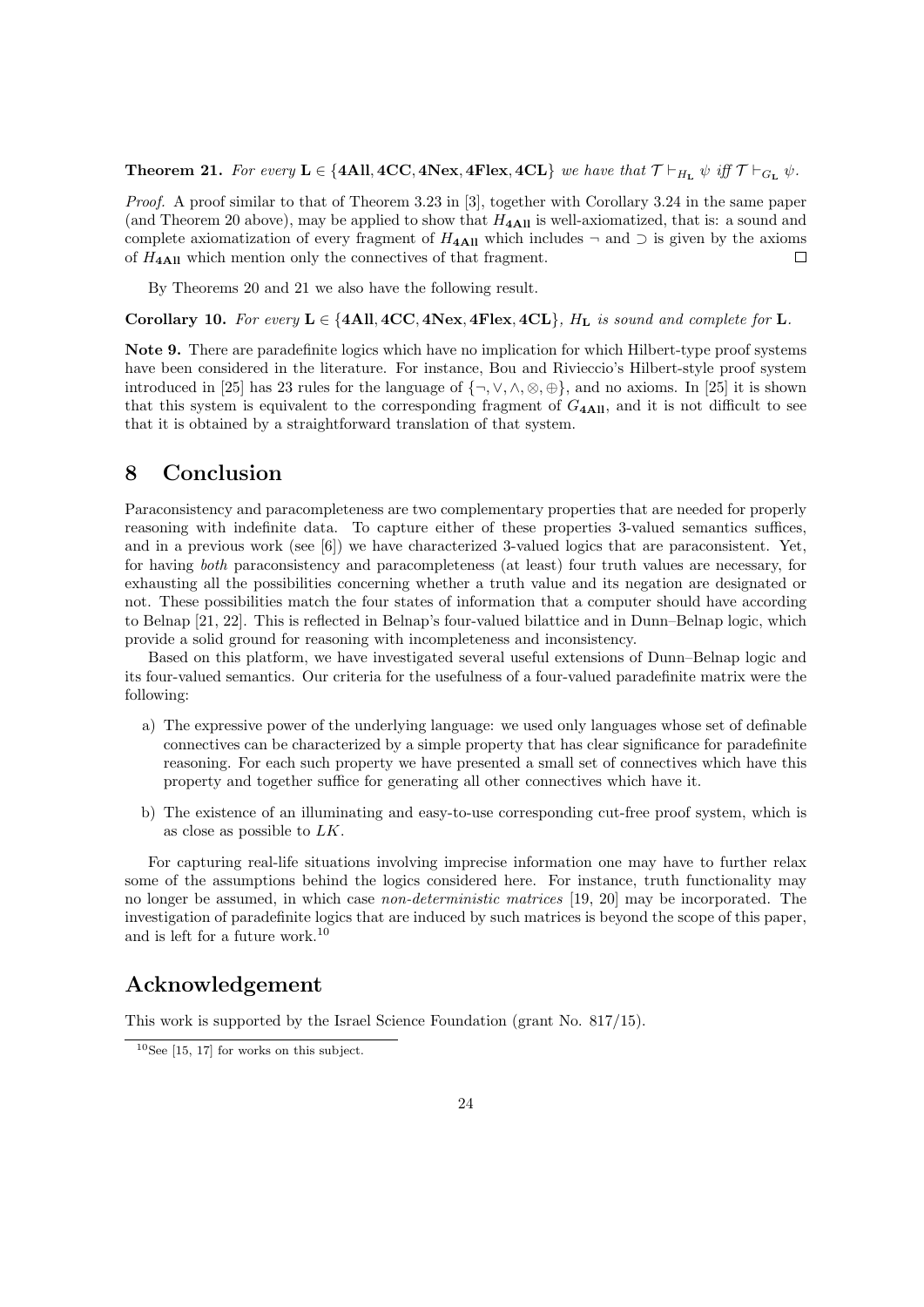**Theorem 21.** *For every* $\mathbf{L} \in \{\mathbf{4All}, \mathbf{4CC}, \mathbf{4Nex}, \mathbf{4Flex}, \mathbf{4CL}\}$ *we have that* $\mathcal{T} \vdash_{H_{\mathbf{L}}} \psi$ *iff* $\mathcal{T} \vdash_{G_{\mathbf{L}}} \psi$.

*Proof.* A proof similar to that of Theorem 3.23 in [3], together with Corollary 3.24 in the same paper (and Theorem 20 above), may be applied to show that $H_{\mathbf{4All}}$ is well-axiomatized, that is: a sound and complete axiomatization of every fragment of $H_{\mathbf{4All}}$ which includes $\neg$ and $\supset$ is given by the axioms of $H_{\mathbf{4All}}$ which mention only the connectives of that fragment. □

By Theorems 20 and 21 we also have the following result.

**Corollary 10.** *For every* $\mathbf{L} \in \{\mathbf{4All}, \mathbf{4CC}, \mathbf{4Nex}, \mathbf{4Flex}, \mathbf{4CL}\}$*,* $H_{\mathbf{L}}$ *is sound and complete for* $\mathbf{L}$*.*

**Note 9.** There are paradefinite logics which have no implication for which Hilbert-type proof systems have been considered in the literature. For instance, Bou and Rivieccio's Hilbert-style proof system introduced in [25] has 23 rules for the language of $\{\neg, \vee, \wedge, \otimes, \oplus\}$, and no axioms. In [25] it is shown that this system is equivalent to the corresponding fragment of $G_{\mathbf{4All}}$, and it is not difficult to see that it is obtained by a straightforward translation of that system.

## 8 Conclusion

Paraconsistency and paracompleteness are two complementary properties that are needed for properly reasoning with indefinite data. To capture either of these properties 3-valued semantics suffices, and in a previous work (see [6]) we have characterized 3-valued logics that are paraconsistent. Yet, for having *both* paraconsistency and paracompleteness (at least) four truth values are necessary, for exhausting all the possibilities concerning whether a truth value and its negation are designated or not. These possibilities match the four states of information that a computer should have according to Belnap [21, 22]. This is reflected in Belnap's four-valued bilattice and in Dunn–Belnap logic, which provide a solid ground for reasoning with incompleteness and inconsistency.

Based on this platform, we have investigated several useful extensions of Dunn–Belnap logic and its four-valued semantics. Our criteria for the usefulness of a four-valued paradefinite matrix were the following:

a) The expressive power of the underlying language: we used only languages whose set of definable connectives can be characterized by a simple property that has clear significance for paradefinite reasoning. For each such property we have presented a small set of connectives which have this property and together suffice for generating all other connectives which have it.

b) The existence of an illuminating and easy-to-use corresponding cut-free proof system, which is as close as possible to $LK$.

For capturing real-life situations involving imprecise information one may have to further relax some of the assumptions behind the logics considered here. For instance, truth functionality may no longer be assumed, in which case *non-deterministic matrices* [19, 20] may be incorporated. The investigation of paradefinite logics that are induced by such matrices is beyond the scope of this paper, and is left for a future work.[10]

## Acknowledgement

This work is supported by the Israel Science Foundation (grant No. 817/15).

[10] See [15, 17] for works on this subject.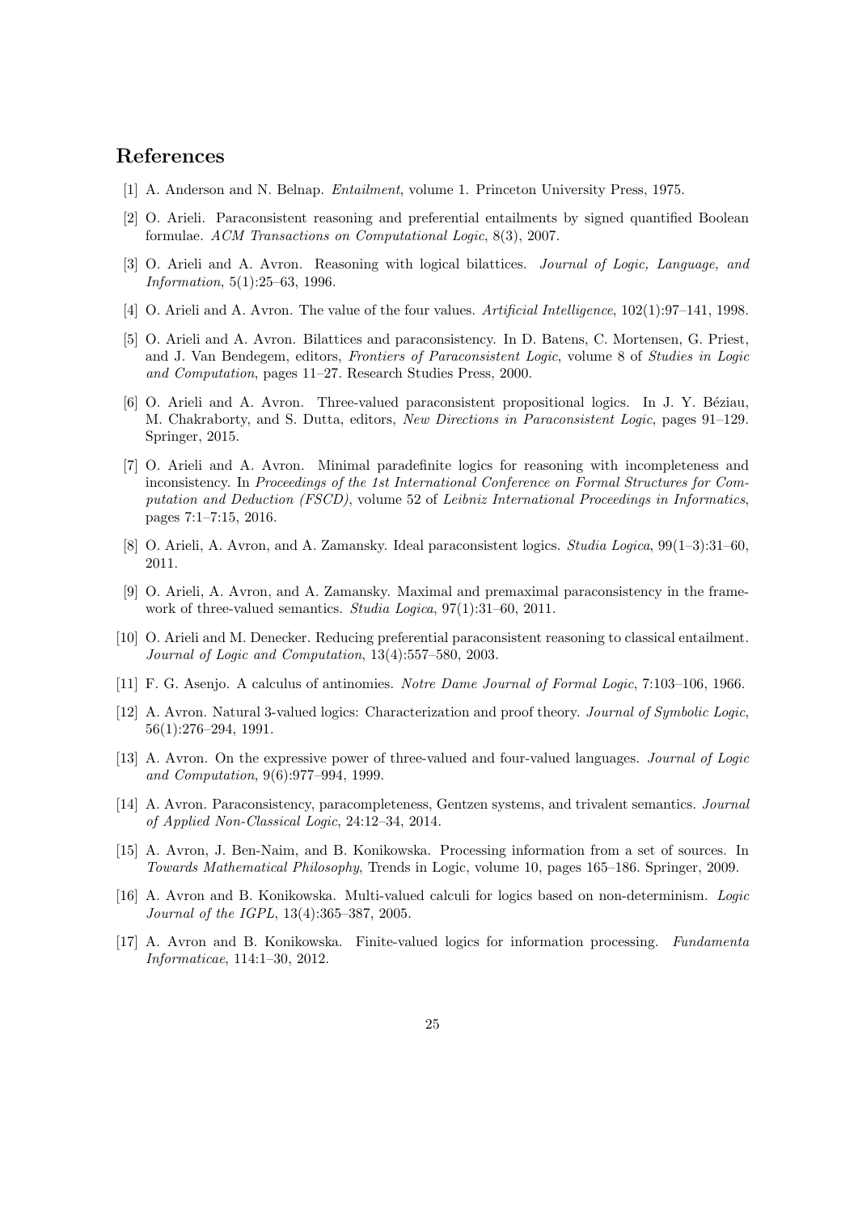# References

[1] A. Anderson and N. Belnap. *Entailment*, volume 1. Princeton University Press, 1975.

[2] O. Arieli. Paraconsistent reasoning and preferential entailments by signed quantified Boolean formulae. *ACM Transactions on Computational Logic*, 8(3), 2007.

[3] O. Arieli and A. Avron. Reasoning with logical bilattices. *Journal of Logic, Language, and Information*, 5(1):25–63, 1996.

[4] O. Arieli and A. Avron. The value of the four values. *Artificial Intelligence*, 102(1):97–141, 1998.

[5] O. Arieli and A. Avron. Bilattices and paraconsistency. In D. Batens, C. Mortensen, G. Priest, and J. Van Bendegem, editors, *Frontiers of Paraconsistent Logic*, volume 8 of *Studies in Logic and Computation*, pages 11–27. Research Studies Press, 2000.

[6] O. Arieli and A. Avron. Three-valued paraconsistent propositional logics. In J. Y. Béziau, M. Chakraborty, and S. Dutta, editors, *New Directions in Paraconsistent Logic*, pages 91–129. Springer, 2015.

[7] O. Arieli and A. Avron. Minimal paradefinite logics for reasoning with incompleteness and inconsistency. In *Proceedings of the 1st International Conference on Formal Structures for Computation and Deduction (FSCD)*, volume 52 of *Leibniz International Proceedings in Informatics*, pages 7:1–7:15, 2016.

[8] O. Arieli, A. Avron, and A. Zamansky. Ideal paraconsistent logics. *Studia Logica*, 99(1–3):31–60, 2011.

[9] O. Arieli, A. Avron, and A. Zamansky. Maximal and premaximal paraconsistency in the framework of three-valued semantics. *Studia Logica*, 97(1):31–60, 2011.

[10] O. Arieli and M. Denecker. Reducing preferential paraconsistent reasoning to classical entailment. *Journal of Logic and Computation*, 13(4):557–580, 2003.

[11] F. G. Asenjo. A calculus of antinomies. *Notre Dame Journal of Formal Logic*, 7:103–106, 1966.

[12] A. Avron. Natural 3-valued logics: Characterization and proof theory. *Journal of Symbolic Logic*, 56(1):276–294, 1991.

[13] A. Avron. On the expressive power of three-valued and four-valued languages. *Journal of Logic and Computation*, 9(6):977–994, 1999.

[14] A. Avron. Paraconsistency, paracompleteness, Gentzen systems, and trivalent semantics. *Journal of Applied Non-Classical Logic*, 24:12–34, 2014.

[15] A. Avron, J. Ben-Naim, and B. Konikowska. Processing information from a set of sources. In *Towards Mathematical Philosophy*, Trends in Logic, volume 10, pages 165–186. Springer, 2009.

[16] A. Avron and B. Konikowska. Multi-valued calculi for logics based on non-determinism. *Logic Journal of the IGPL*, 13(4):365–387, 2005.

[17] A. Avron and B. Konikowska. Finite-valued logics for information processing. *Fundamenta Informaticae*, 114:1–30, 2012.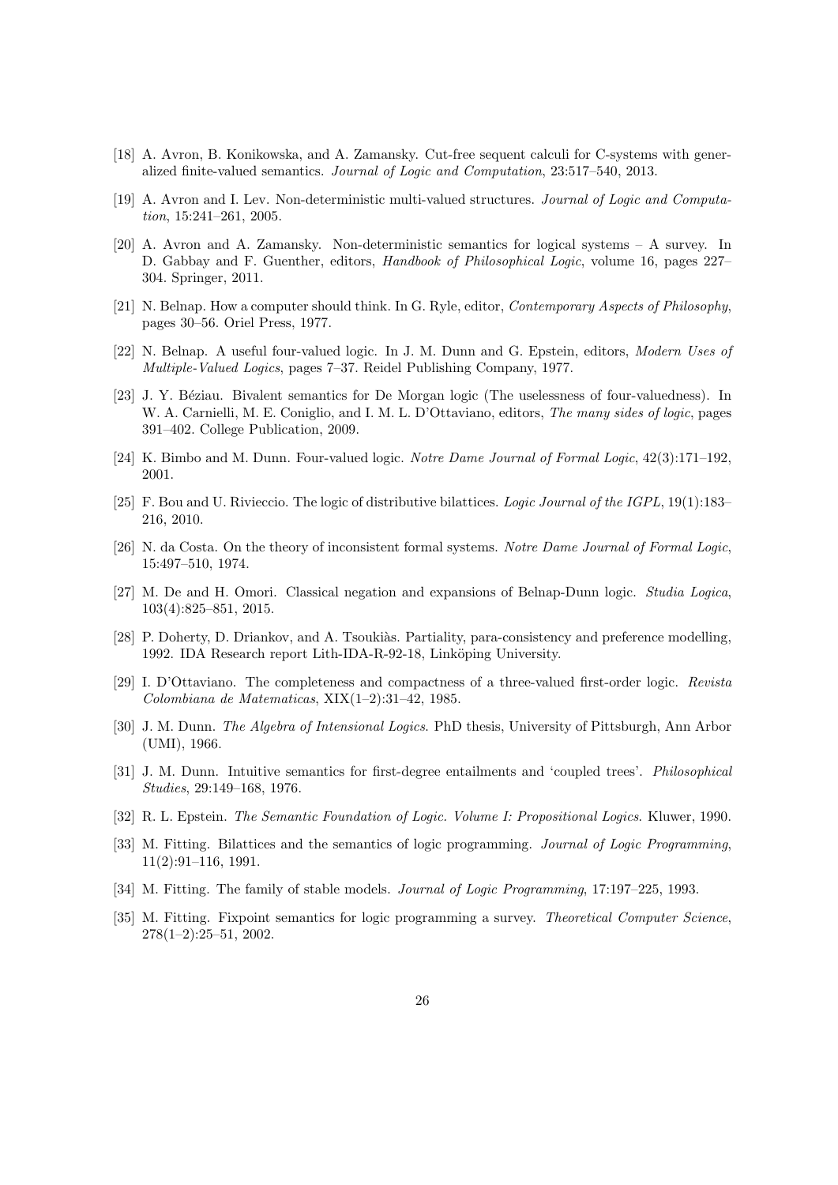[18] A. Avron, B. Konikowska, and A. Zamansky. Cut-free sequent calculi for C-systems with generalized finite-valued semantics. *Journal of Logic and Computation*, 23:517–540, 2013.

[19] A. Avron and I. Lev. Non-deterministic multi-valued structures. *Journal of Logic and Computation*, 15:241–261, 2005.

[20] A. Avron and A. Zamansky. Non-deterministic semantics for logical systems – A survey. In D. Gabbay and F. Guenther, editors, *Handbook of Philosophical Logic*, volume 16, pages 227–304. Springer, 2011.

[21] N. Belnap. How a computer should think. In G. Ryle, editor, *Contemporary Aspects of Philosophy*, pages 30–56. Oriel Press, 1977.

[22] N. Belnap. A useful four-valued logic. In J. M. Dunn and G. Epstein, editors, *Modern Uses of Multiple-Valued Logics*, pages 7–37. Reidel Publishing Company, 1977.

[23] J. Y. Béziau. Bivalent semantics for De Morgan logic (The uselessness of four-valuedness). In W. A. Carnielli, M. E. Coniglio, and I. M. L. D'Ottaviano, editors, *The many sides of logic*, pages 391–402. College Publication, 2009.

[24] K. Bimbo and M. Dunn. Four-valued logic. *Notre Dame Journal of Formal Logic*, 42(3):171–192, 2001.

[25] F. Bou and U. Rivieccio. The logic of distributive bilattices. *Logic Journal of the IGPL*, 19(1):183–216, 2010.

[26] N. da Costa. On the theory of inconsistent formal systems. *Notre Dame Journal of Formal Logic*, 15:497–510, 1974.

[27] M. De and H. Omori. Classical negation and expansions of Belnap-Dunn logic. *Studia Logica*, 103(4):825–851, 2015.

[28] P. Doherty, D. Driankov, and A. Tsoukiàs. Partiality, para-consistency and preference modelling, 1992. IDA Research report Lith-IDA-R-92-18, Linköping University.

[29] I. D'Ottaviano. The completeness and compactness of a three-valued first-order logic. *Revista Colombiana de Matematicas*, XIX(1–2):31–42, 1985.

[30] J. M. Dunn. *The Algebra of Intensional Logics*. PhD thesis, University of Pittsburgh, Ann Arbor (UMI), 1966.

[31] J. M. Dunn. Intuitive semantics for first-degree entailments and 'coupled trees'. *Philosophical Studies*, 29:149–168, 1976.

[32] R. L. Epstein. *The Semantic Foundation of Logic. Volume I: Propositional Logics*. Kluwer, 1990.

[33] M. Fitting. Bilattices and the semantics of logic programming. *Journal of Logic Programming*, 11(2):91–116, 1991.

[34] M. Fitting. The family of stable models. *Journal of Logic Programming*, 17:197–225, 1993.

[35] M. Fitting. Fixpoint semantics for logic programming a survey. *Theoretical Computer Science*, 278(1–2):25–51, 2002.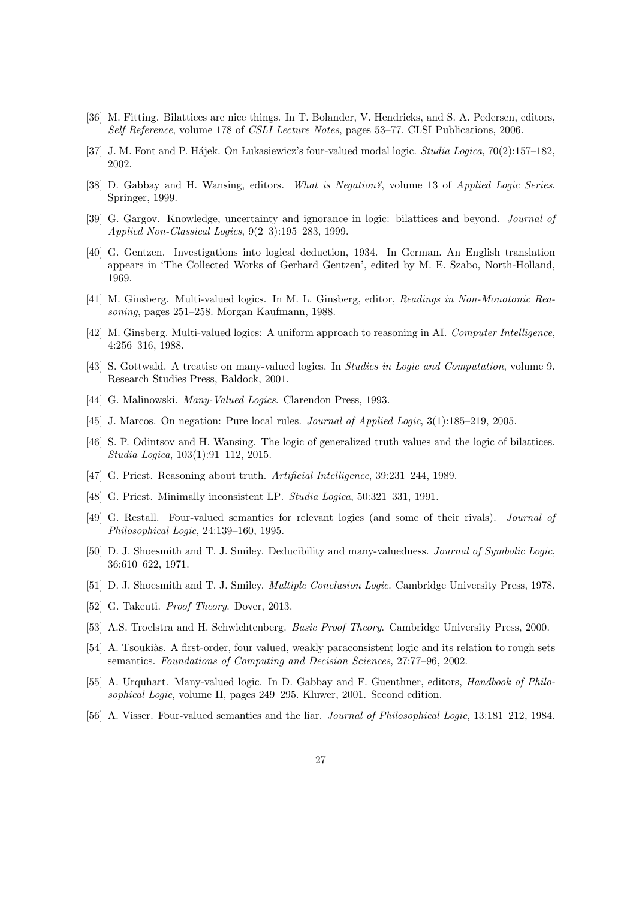[36] M. Fitting. Bilattices are nice things. In T. Bolander, V. Hendricks, and S. A. Pedersen, editors, *Self Reference*, volume 178 of *CSLI Lecture Notes*, pages 53–77. CLSI Publications, 2006.

[37] J. M. Font and P. Hájek. On Łukasiewicz's four-valued modal logic. *Studia Logica*, 70(2):157–182, 2002.

[38] D. Gabbay and H. Wansing, editors. *What is Negation?*, volume 13 of *Applied Logic Series*. Springer, 1999.

[39] G. Gargov. Knowledge, uncertainty and ignorance in logic: bilattices and beyond. *Journal of Applied Non-Classical Logics*, 9(2–3):195–283, 1999.

[40] G. Gentzen. Investigations into logical deduction, 1934. In German. An English translation appears in 'The Collected Works of Gerhard Gentzen', edited by M. E. Szabo, North-Holland, 1969.

[41] M. Ginsberg. Multi-valued logics. In M. L. Ginsberg, editor, *Readings in Non-Monotonic Reasoning*, pages 251–258. Morgan Kaufmann, 1988.

[42] M. Ginsberg. Multi-valued logics: A uniform approach to reasoning in AI. *Computer Intelligence*, 4:256–316, 1988.

[43] S. Gottwald. A treatise on many-valued logics. In *Studies in Logic and Computation*, volume 9. Research Studies Press, Baldock, 2001.

[44] G. Malinowski. *Many-Valued Logics*. Clarendon Press, 1993.

[45] J. Marcos. On negation: Pure local rules. *Journal of Applied Logic*, 3(1):185–219, 2005.

[46] S. P. Odintsov and H. Wansing. The logic of generalized truth values and the logic of bilattices. *Studia Logica*, 103(1):91–112, 2015.

[47] G. Priest. Reasoning about truth. *Artificial Intelligence*, 39:231–244, 1989.

[48] G. Priest. Minimally inconsistent LP. *Studia Logica*, 50:321–331, 1991.

[49] G. Restall. Four-valued semantics for relevant logics (and some of their rivals). *Journal of Philosophical Logic*, 24:139–160, 1995.

[50] D. J. Shoesmith and T. J. Smiley. Deducibility and many-valuedness. *Journal of Symbolic Logic*, 36:610–622, 1971.

[51] D. J. Shoesmith and T. J. Smiley. *Multiple Conclusion Logic*. Cambridge University Press, 1978.

[52] G. Takeuti. *Proof Theory*. Dover, 2013.

[53] A.S. Troelstra and H. Schwichtenberg. *Basic Proof Theory*. Cambridge University Press, 2000.

[54] A. Tsoukiàs. A first-order, four valued, weakly paraconsistent logic and its relation to rough sets semantics. *Foundations of Computing and Decision Sciences*, 27:77–96, 2002.

[55] A. Urquhart. Many-valued logic. In D. Gabbay and F. Guenthner, editors, *Handbook of Philosophical Logic*, volume II, pages 249–295. Kluwer, 2001. Second edition.

[56] A. Visser. Four-valued semantics and the liar. *Journal of Philosophical Logic*, 13:181–212, 1984.